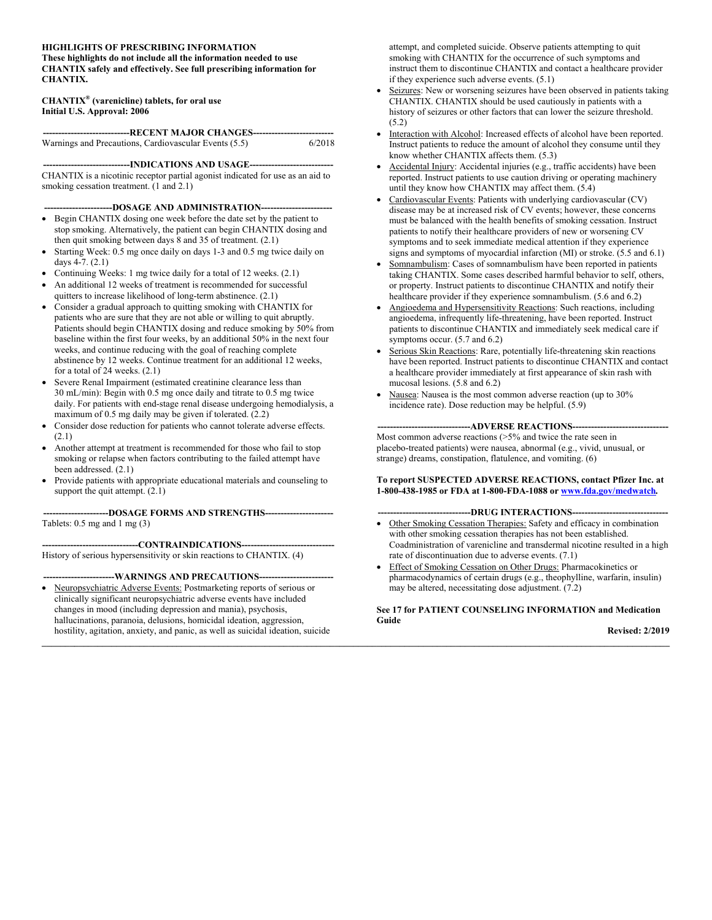**HIGHLIGHTS OF PRESCRIBING INFORMATION**
**These highlights do not include all the information needed to use CHANTIX safely and effectively. See full prescribing information for CHANTIX.**

**CHANTIX® (varenicline) tablets, for oral use**
**Initial U.S. Approval: 2006**

## RECENT MAJOR CHANGES

Warnings and Precautions, Cardiovascular Events (5.5) 6/2018

## INDICATIONS AND USAGE

CHANTIX is a nicotinic receptor partial agonist indicated for use as an aid to smoking cessation treatment. (1 and 2.1)

## DOSAGE AND ADMINISTRATION

- Begin CHANTIX dosing one week before the date set by the patient to stop smoking. Alternatively, the patient can begin CHANTIX dosing and then quit smoking between days 8 and 35 of treatment. (2.1)
- Starting Week: 0.5 mg once daily on days 1-3 and 0.5 mg twice daily on days 4-7. (2.1)
- Continuing Weeks: 1 mg twice daily for a total of 12 weeks. (2.1)
- An additional 12 weeks of treatment is recommended for successful quitters to increase likelihood of long-term abstinence. (2.1)
- Consider a gradual approach to quitting smoking with CHANTIX for patients who are sure that they are not able or willing to quit abruptly. Patients should begin CHANTIX dosing and reduce smoking by 50% from baseline within the first four weeks, by an additional 50% in the next four weeks, and continue reducing with the goal of reaching complete abstinence by 12 weeks. Continue treatment for an additional 12 weeks, for a total of 24 weeks. (2.1)
- Severe Renal Impairment (estimated creatinine clearance less than 30 mL/min): Begin with 0.5 mg once daily and titrate to 0.5 mg twice daily. For patients with end-stage renal disease undergoing hemodialysis, a maximum of 0.5 mg daily may be given if tolerated. (2.2)
- Consider dose reduction for patients who cannot tolerate adverse effects. (2.1)
- Another attempt at treatment is recommended for those who fail to stop smoking or relapse when factors contributing to the failed attempt have been addressed. (2.1)
- Provide patients with appropriate educational materials and counseling to support the quit attempt. (2.1)

## DOSAGE FORMS AND STRENGTHS

Tablets: 0.5 mg and 1 mg (3)

## CONTRAINDICATIONS

History of serious hypersensitivity or skin reactions to CHANTIX. (4)

## WARNINGS AND PRECAUTIONS

- Neuropsychiatric Adverse Events: Postmarketing reports of serious or clinically significant neuropsychiatric adverse events have included changes in mood (including depression and mania), psychosis, hallucinations, paranoia, delusions, homicidal ideation, aggression, hostility, agitation, anxiety, and panic, as well as suicidal ideation, suicide attempt, and completed suicide. Observe patients attempting to quit smoking with CHANTIX for the occurrence of such symptoms and instruct them to discontinue CHANTIX and contact a healthcare provider if they experience such adverse events. (5.1)
- Seizures: New or worsening seizures have been observed in patients taking CHANTIX. CHANTIX should be used cautiously in patients with a history of seizures or other factors that can lower the seizure threshold. (5.2)
- Interaction with Alcohol: Increased effects of alcohol have been reported. Instruct patients to reduce the amount of alcohol they consume until they know whether CHANTIX affects them. (5.3)
- Accidental Injury: Accidental injuries (e.g., traffic accidents) have been reported. Instruct patients to use caution driving or operating machinery until they know how CHANTIX may affect them. (5.4)
- Cardiovascular Events: Patients with underlying cardiovascular (CV) disease may be at increased risk of CV events; however, these concerns must be balanced with the health benefits of smoking cessation. Instruct patients to notify their healthcare providers of new or worsening CV symptoms and to seek immediate medical attention if they experience signs and symptoms of myocardial infarction (MI) or stroke. (5.5 and 6.1)
- Somnambulism: Cases of somnambulism have been reported in patients taking CHANTIX. Some cases described harmful behavior to self, others, or property. Instruct patients to discontinue CHANTIX and notify their healthcare provider if they experience somnambulism. (5.6 and 6.2)
- Angioedema and Hypersensitivity Reactions: Such reactions, including angioedema, infrequently life-threatening, have been reported. Instruct patients to discontinue CHANTIX and immediately seek medical care if symptoms occur. (5.7 and 6.2)
- Serious Skin Reactions: Rare, potentially life-threatening skin reactions have been reported. Instruct patients to discontinue CHANTIX and contact a healthcare provider immediately at first appearance of skin rash with mucosal lesions. (5.8 and 6.2)
- Nausea: Nausea is the most common adverse reaction (up to 30% incidence rate). Dose reduction may be helpful. (5.9)

## ADVERSE REACTIONS

Most common adverse reactions (>5% and twice the rate seen in placebo-treated patients) were nausea, abnormal (e.g., vivid, unusual, or strange) dreams, constipation, flatulence, and vomiting. (6)

**To report SUSPECTED ADVERSE REACTIONS, contact Pfizer Inc. at 1-800-438-1985 or FDA at 1-800-FDA-1088 or www.fda.gov/medwatch.**

## DRUG INTERACTIONS

- Other Smoking Cessation Therapies: Safety and efficacy in combination with other smoking cessation therapies has not been established. Coadministration of varenicline and transdermal nicotine resulted in a high rate of discontinuation due to adverse events. (7.1)
- Effect of Smoking Cessation on Other Drugs: Pharmacokinetics or pharmacodynamics of certain drugs (e.g., theophylline, warfarin, insulin) may be altered, necessitating dose adjustment. (7.2)

**See 17 for PATIENT COUNSELING INFORMATION and Medication Guide**

**Revised: 2/2019**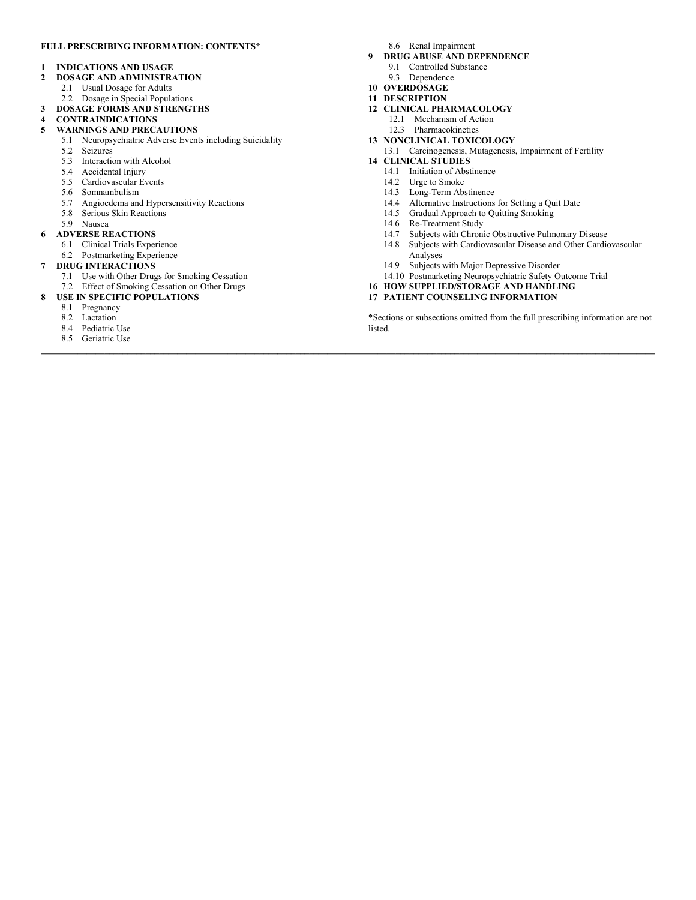**FULL PRESCRIBING INFORMATION: CONTENTS***

**1 INDICATIONS AND USAGE**

**2 DOSAGE AND ADMINISTRATION**
- 2.1 Usual Dosage for Adults
- 2.2 Dosage in Special Populations

**3 DOSAGE FORMS AND STRENGTHS**

**4 CONTRAINDICATIONS**

**5 WARNINGS AND PRECAUTIONS**
- 5.1 Neuropsychiatric Adverse Events including Suicidality
- 5.2 Seizures
- 5.3 Interaction with Alcohol
- 5.4 Accidental Injury
- 5.5 Cardiovascular Events
- 5.6 Somnambulism
- 5.7 Angioedema and Hypersensitivity Reactions
- 5.8 Serious Skin Reactions
- 5.9 Nausea

**6 ADVERSE REACTIONS**
- 6.1 Clinical Trials Experience
- 6.2 Postmarketing Experience

**7 DRUG INTERACTIONS**
- 7.1 Use with Other Drugs for Smoking Cessation
- 7.2 Effect of Smoking Cessation on Other Drugs

**8 USE IN SPECIFIC POPULATIONS**
- 8.1 Pregnancy
- 8.2 Lactation
- 8.4 Pediatric Use
- 8.5 Geriatric Use
- 8.6 Renal Impairment

**9 DRUG ABUSE AND DEPENDENCE**
- 9.1 Controlled Substance
- 9.3 Dependence

**10 OVERDOSAGE**

**11 DESCRIPTION**

**12 CLINICAL PHARMACOLOGY**
- 12.1 Mechanism of Action
- 12.3 Pharmacokinetics

**13 NONCLINICAL TOXICOLOGY**
- 13.1 Carcinogenesis, Mutagenesis, Impairment of Fertility

**14 CLINICAL STUDIES**
- 14.1 Initiation of Abstinence
- 14.2 Urge to Smoke
- 14.3 Long-Term Abstinence
- 14.4 Alternative Instructions for Setting a Quit Date
- 14.5 Gradual Approach to Quitting Smoking
- 14.6 Re-Treatment Study
- 14.7 Subjects with Chronic Obstructive Pulmonary Disease
- 14.8 Subjects with Cardiovascular Disease and Other Cardiovascular Analyses
- 14.9 Subjects with Major Depressive Disorder
- 14.10 Postmarketing Neuropsychiatric Safety Outcome Trial

**16 HOW SUPPLIED/STORAGE AND HANDLING**

**17 PATIENT COUNSELING INFORMATION**

*Sections or subsections omitted from the full prescribing information are not listed.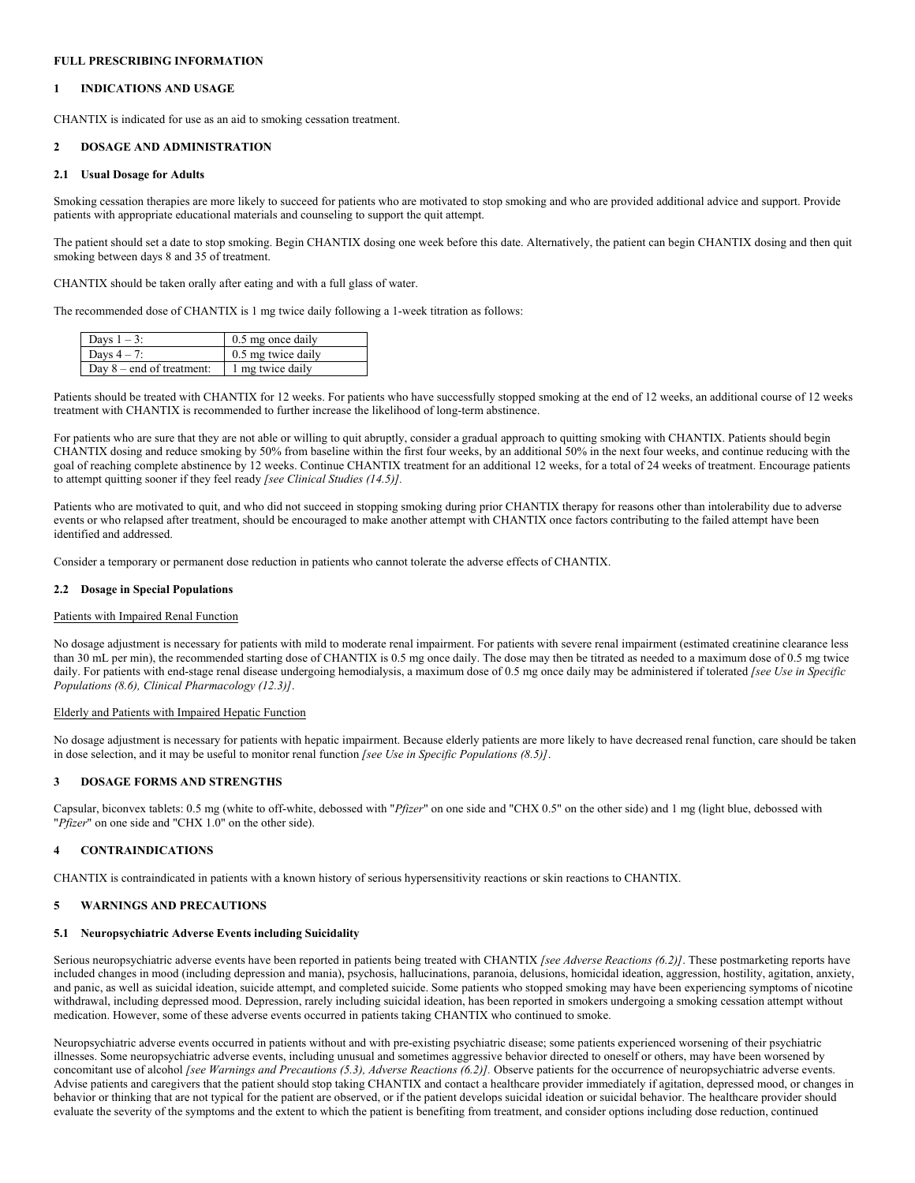# FULL PRESCRIBING INFORMATION

## 1 INDICATIONS AND USAGE

CHANTIX is indicated for use as an aid to smoking cessation treatment.

## 2 DOSAGE AND ADMINISTRATION

### 2.1 Usual Dosage for Adults

Smoking cessation therapies are more likely to succeed for patients who are motivated to stop smoking and who are provided additional advice and support. Provide patients with appropriate educational materials and counseling to support the quit attempt.

The patient should set a date to stop smoking. Begin CHANTIX dosing one week before this date. Alternatively, the patient can begin CHANTIX dosing and then quit smoking between days 8 and 35 of treatment.

CHANTIX should be taken orally after eating and with a full glass of water.

The recommended dose of CHANTIX is 1 mg twice daily following a 1-week titration as follows:

| | |
|---|---|
| Days 1 – 3: | 0.5 mg once daily |
| Days 4 – 7: | 0.5 mg twice daily |
| Day 8 – end of treatment: | 1 mg twice daily |

Patients should be treated with CHANTIX for 12 weeks. For patients who have successfully stopped smoking at the end of 12 weeks, an additional course of 12 weeks treatment with CHANTIX is recommended to further increase the likelihood of long-term abstinence.

For patients who are sure that they are not able or willing to quit abruptly, consider a gradual approach to quitting smoking with CHANTIX. Patients should begin CHANTIX dosing and reduce smoking by 50% from baseline within the first four weeks, by an additional 50% in the next four weeks, and continue reducing with the goal of reaching complete abstinence by 12 weeks. Continue CHANTIX treatment for an additional 12 weeks, for a total of 24 weeks of treatment. Encourage patients to attempt quitting sooner if they feel ready *[see Clinical Studies (14.5)]*.

Patients who are motivated to quit, and who did not succeed in stopping smoking during prior CHANTIX therapy for reasons other than intolerability due to adverse events or who relapsed after treatment, should be encouraged to make another attempt with CHANTIX once factors contributing to the failed attempt have been identified and addressed.

Consider a temporary or permanent dose reduction in patients who cannot tolerate the adverse effects of CHANTIX.

### 2.2 Dosage in Special Populations

Patients with Impaired Renal Function

No dosage adjustment is necessary for patients with mild to moderate renal impairment. For patients with severe renal impairment (estimated creatinine clearance less than 30 mL per min), the recommended starting dose of CHANTIX is 0.5 mg once daily. The dose may then be titrated as needed to a maximum dose of 0.5 mg twice daily. For patients with end-stage renal disease undergoing hemodialysis, a maximum dose of 0.5 mg once daily may be administered if tolerated *[see Use in Specific Populations (8.6), Clinical Pharmacology (12.3)]*.

Elderly and Patients with Impaired Hepatic Function

No dosage adjustment is necessary for patients with hepatic impairment. Because elderly patients are more likely to have decreased renal function, care should be taken in dose selection, and it may be useful to monitor renal function *[see Use in Specific Populations (8.5)]*.

## 3 DOSAGE FORMS AND STRENGTHS

Capsular, biconvex tablets: 0.5 mg (white to off-white, debossed with "*Pfizer*" on one side and "CHX 0.5" on the other side) and 1 mg (light blue, debossed with "*Pfizer*" on one side and "CHX 1.0" on the other side).

## 4 CONTRAINDICATIONS

CHANTIX is contraindicated in patients with a known history of serious hypersensitivity reactions or skin reactions to CHANTIX.

## 5 WARNINGS AND PRECAUTIONS

### 5.1 Neuropsychiatric Adverse Events including Suicidality

Serious neuropsychiatric adverse events have been reported in patients being treated with CHANTIX *[see Adverse Reactions (6.2)]*. These postmarketing reports have included changes in mood (including depression and mania), psychosis, hallucinations, paranoia, delusions, homicidal ideation, aggression, hostility, agitation, anxiety, and panic, as well as suicidal ideation, suicide attempt, and completed suicide. Some patients who stopped smoking may have been experiencing symptoms of nicotine withdrawal, including depressed mood. Depression, rarely including suicidal ideation, has been reported in smokers undergoing a smoking cessation attempt without medication. However, some of these adverse events occurred in patients taking CHANTIX who continued to smoke.

Neuropsychiatric adverse events occurred in patients without and with pre-existing psychiatric disease; some patients experienced worsening of their psychiatric illnesses. Some neuropsychiatric adverse events, including unusual and sometimes aggressive behavior directed to oneself or others, may have been worsened by concomitant use of alcohol *[see Warnings and Precautions (5.3), Adverse Reactions (6.2)]*. Observe patients for the occurrence of neuropsychiatric adverse events. Advise patients and caregivers that the patient should stop taking CHANTIX and contact a healthcare provider immediately if agitation, depressed mood, or changes in behavior or thinking that are not typical for the patient are observed, or if the patient develops suicidal ideation or suicidal behavior. The healthcare provider should evaluate the severity of the symptoms and the extent to which the patient is benefiting from treatment, and consider options including dose reduction, continued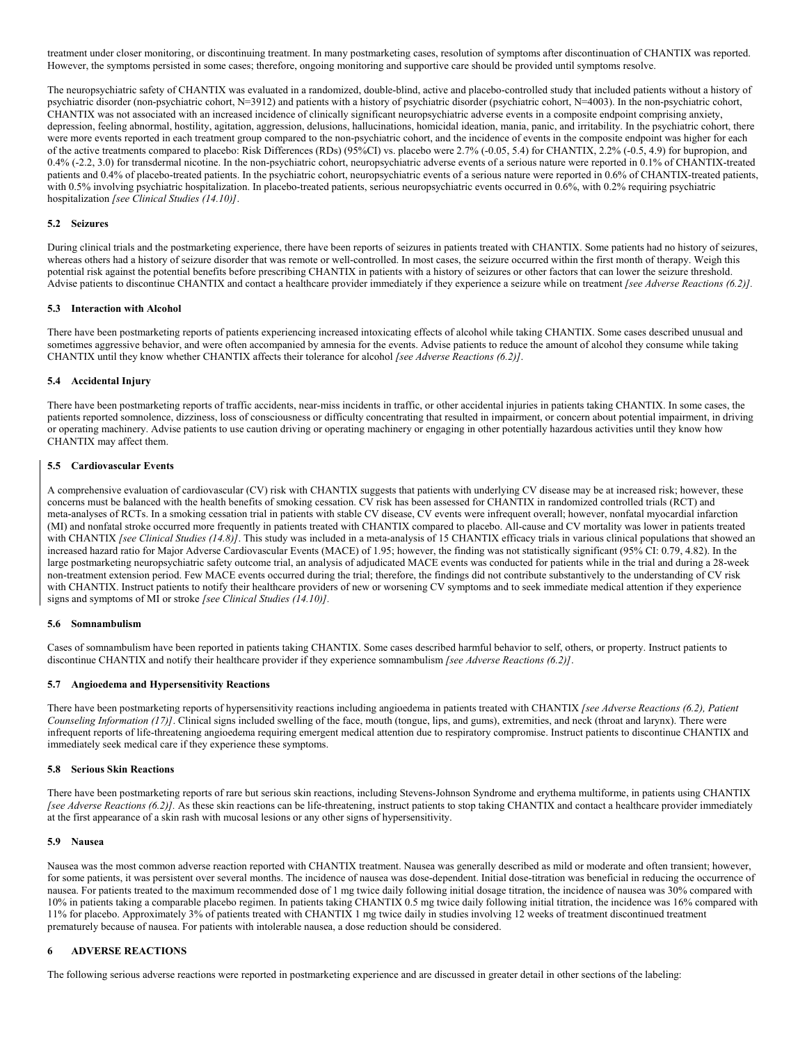treatment under closer monitoring, or discontinuing treatment. In many postmarketing cases, resolution of symptoms after discontinuation of CHANTIX was reported. However, the symptoms persisted in some cases; therefore, ongoing monitoring and supportive care should be provided until symptoms resolve.

The neuropsychiatric safety of CHANTIX was evaluated in a randomized, double-blind, active and placebo-controlled study that included patients without a history of psychiatric disorder (non-psychiatric cohort, N=3912) and patients with a history of psychiatric disorder (psychiatric cohort, N=4003). In the non-psychiatric cohort, CHANTIX was not associated with an increased incidence of clinically significant neuropsychiatric adverse events in a composite endpoint comprising anxiety, depression, feeling abnormal, hostility, agitation, aggression, delusions, hallucinations, homicidal ideation, mania, panic, and irritability. In the psychiatric cohort, there were more events reported in each treatment group compared to the non-psychiatric cohort, and the incidence of events in the composite endpoint was higher for each of the active treatments compared to placebo: Risk Differences (RDs) (95%CI) vs. placebo were 2.7% (-0.05, 5.4) for CHANTIX, 2.2% (-0.5, 4.9) for bupropion, and 0.4% (-2.2, 3.0) for transdermal nicotine. In the non-psychiatric cohort, neuropsychiatric adverse events of a serious nature were reported in 0.1% of CHANTIX-treated patients and 0.4% of placebo-treated patients. In the psychiatric cohort, neuropsychiatric events of a serious nature were reported in 0.6% of CHANTIX-treated patients, with 0.5% involving psychiatric hospitalization. In placebo-treated patients, serious neuropsychiatric events occurred in 0.6%, with 0.2% requiring psychiatric hospitalization *[see Clinical Studies (14.10)]*.

### 5.2 Seizures

During clinical trials and the postmarketing experience, there have been reports of seizures in patients treated with CHANTIX. Some patients had no history of seizures, whereas others had a history of seizure disorder that was remote or well-controlled. In most cases, the seizure occurred within the first month of therapy. Weigh this potential risk against the potential benefits before prescribing CHANTIX in patients with a history of seizures or other factors that can lower the seizure threshold. Advise patients to discontinue CHANTIX and contact a healthcare provider immediately if they experience a seizure while on treatment *[see Adverse Reactions (6.2)]*.

### 5.3 Interaction with Alcohol

There have been postmarketing reports of patients experiencing increased intoxicating effects of alcohol while taking CHANTIX. Some cases described unusual and sometimes aggressive behavior, and were often accompanied by amnesia for the events. Advise patients to reduce the amount of alcohol they consume while taking CHANTIX until they know whether CHANTIX affects their tolerance for alcohol *[see Adverse Reactions (6.2)]*.

### 5.4 Accidental Injury

There have been postmarketing reports of traffic accidents, near-miss incidents in traffic, or other accidental injuries in patients taking CHANTIX. In some cases, the patients reported somnolence, dizziness, loss of consciousness or difficulty concentrating that resulted in impairment, or concern about potential impairment, in driving or operating machinery. Advise patients to use caution driving or operating machinery or engaging in other potentially hazardous activities until they know how CHANTIX may affect them.

### 5.5 Cardiovascular Events

A comprehensive evaluation of cardiovascular (CV) risk with CHANTIX suggests that patients with underlying CV disease may be at increased risk; however, these concerns must be balanced with the health benefits of smoking cessation. CV risk has been assessed for CHANTIX in randomized controlled trials (RCT) and meta-analyses of RCTs. In a smoking cessation trial in patients with stable CV disease, CV events were infrequent overall; however, nonfatal myocardial infarction (MI) and nonfatal stroke occurred more frequently in patients treated with CHANTIX compared to placebo. All-cause and CV mortality was lower in patients treated with CHANTIX *[see Clinical Studies (14.8)]*. This study was included in a meta-analysis of 15 CHANTIX efficacy trials in various clinical populations that showed an increased hazard ratio for Major Adverse Cardiovascular Events (MACE) of 1.95; however, the finding was not statistically significant (95% CI: 0.79, 4.82). In the large postmarketing neuropsychiatric safety outcome trial, an analysis of adjudicated MACE events was conducted for patients while in the trial and during a 28-week non-treatment extension period. Few MACE events occurred during the trial; therefore, the findings did not contribute substantively to the understanding of CV risk with CHANTIX. Instruct patients to notify their healthcare providers of new or worsening CV symptoms and to seek immediate medical attention if they experience signs and symptoms of MI or stroke *[see Clinical Studies (14.10)]*.

### 5.6 Somnambulism

Cases of somnambulism have been reported in patients taking CHANTIX. Some cases described harmful behavior to self, others, or property. Instruct patients to discontinue CHANTIX and notify their healthcare provider if they experience somnambulism *[see Adverse Reactions (6.2)]*.

### 5.7 Angioedema and Hypersensitivity Reactions

There have been postmarketing reports of hypersensitivity reactions including angioedema in patients treated with CHANTIX *[see Adverse Reactions (6.2), Patient Counseling Information (17)]*. Clinical signs included swelling of the face, mouth (tongue, lips, and gums), extremities, and neck (throat and larynx). There were infrequent reports of life-threatening angioedema requiring emergent medical attention due to respiratory compromise. Instruct patients to discontinue CHANTIX and immediately seek medical care if they experience these symptoms.

### 5.8 Serious Skin Reactions

There have been postmarketing reports of rare but serious skin reactions, including Stevens-Johnson Syndrome and erythema multiforme, in patients using CHANTIX *[see Adverse Reactions (6.2)]*. As these skin reactions can be life-threatening, instruct patients to stop taking CHANTIX and contact a healthcare provider immediately at the first appearance of a skin rash with mucosal lesions or any other signs of hypersensitivity.

### 5.9 Nausea

Nausea was the most common adverse reaction reported with CHANTIX treatment. Nausea was generally described as mild or moderate and often transient; however, for some patients, it was persistent over several months. The incidence of nausea was dose-dependent. Initial dose-titration was beneficial in reducing the occurrence of nausea. For patients treated to the maximum recommended dose of 1 mg twice daily following initial dosage titration, the incidence of nausea was 30% compared with 10% in patients taking a comparable placebo regimen. In patients taking CHANTIX 0.5 mg twice daily following initial titration, the incidence was 16% compared with 11% for placebo. Approximately 3% of patients treated with CHANTIX 1 mg twice daily in studies involving 12 weeks of treatment discontinued treatment prematurely because of nausea. For patients with intolerable nausea, a dose reduction should be considered.

## 6 ADVERSE REACTIONS

The following serious adverse reactions were reported in postmarketing experience and are discussed in greater detail in other sections of the labeling: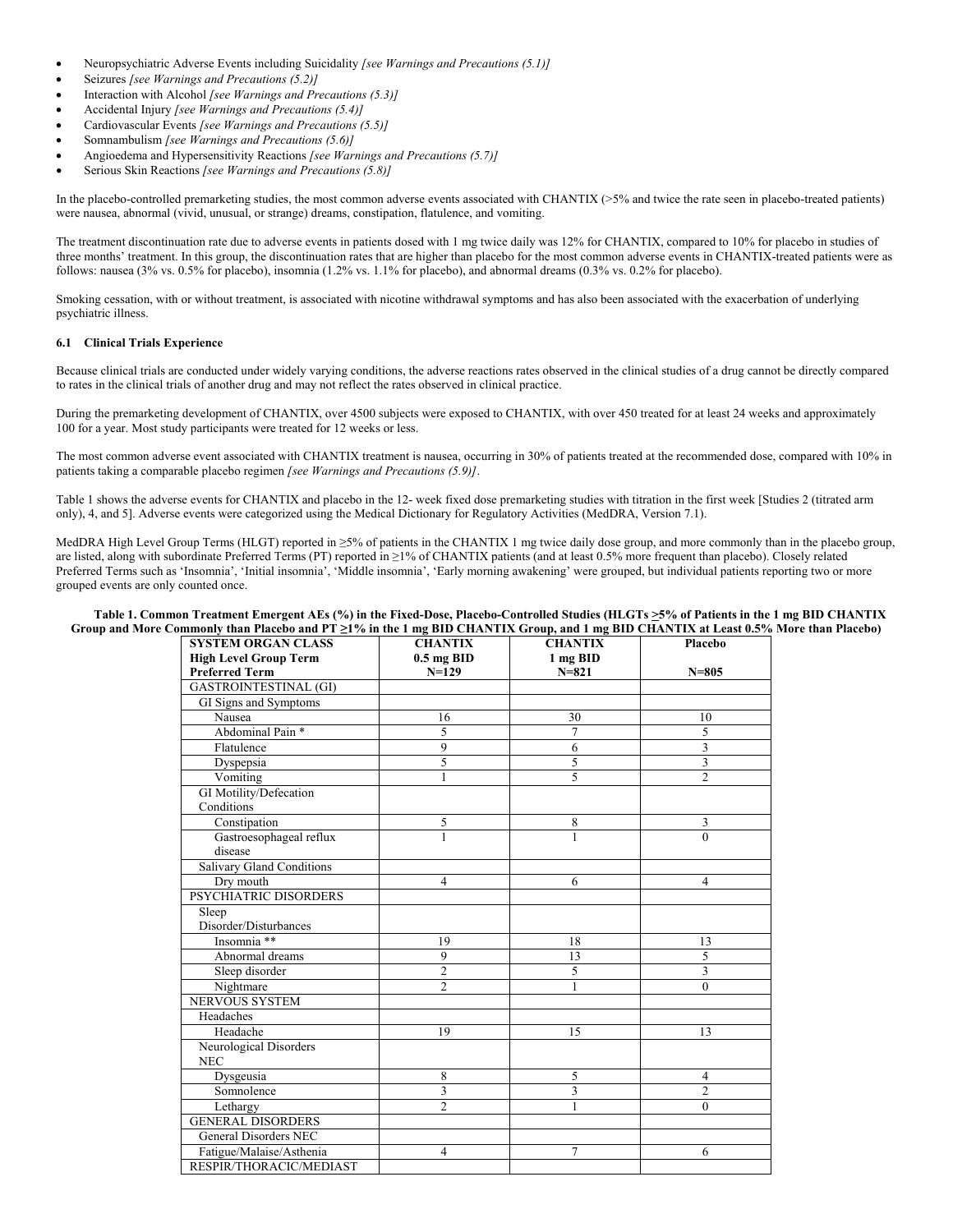- Neuropsychiatric Adverse Events including Suicidality *[see Warnings and Precautions (5.1)]*
- Seizures *[see Warnings and Precautions (5.2)]*
- Interaction with Alcohol *[see Warnings and Precautions (5.3)]*
- Accidental Injury *[see Warnings and Precautions (5.4)]*
- Cardiovascular Events *[see Warnings and Precautions (5.5)]*
- Somnambulism *[see Warnings and Precautions (5.6)]*
- Angioedema and Hypersensitivity Reactions *[see Warnings and Precautions (5.7)]*
- Serious Skin Reactions *[see Warnings and Precautions (5.8)]*

In the placebo-controlled premarketing studies, the most common adverse events associated with CHANTIX (>5% and twice the rate seen in placebo-treated patients) were nausea, abnormal (vivid, unusual, or strange) dreams, constipation, flatulence, and vomiting.

The treatment discontinuation rate due to adverse events in patients dosed with 1 mg twice daily was 12% for CHANTIX, compared to 10% for placebo in studies of three months' treatment. In this group, the discontinuation rates that are higher than placebo for the most common adverse events in CHANTIX-treated patients were as follows: nausea (3% vs. 0.5% for placebo), insomnia (1.2% vs. 1.1% for placebo), and abnormal dreams (0.3% vs. 0.2% for placebo).

Smoking cessation, with or without treatment, is associated with nicotine withdrawal symptoms and has also been associated with the exacerbation of underlying psychiatric illness.

### 6.1 Clinical Trials Experience

Because clinical trials are conducted under widely varying conditions, the adverse reactions rates observed in the clinical studies of a drug cannot be directly compared to rates in the clinical trials of another drug and may not reflect the rates observed in clinical practice.

During the premarketing development of CHANTIX, over 4500 subjects were exposed to CHANTIX, with over 450 treated for at least 24 weeks and approximately 100 for a year. Most study participants were treated for 12 weeks or less.

The most common adverse event associated with CHANTIX treatment is nausea, occurring in 30% of patients treated at the recommended dose, compared with 10% in patients taking a comparable placebo regimen *[see Warnings and Precautions (5.9)]*.

Table 1 shows the adverse events for CHANTIX and placebo in the 12- week fixed dose premarketing studies with titration in the first week [Studies 2 (titrated arm only), 4, and 5]. Adverse events were categorized using the Medical Dictionary for Regulatory Activities (MedDRA, Version 7.1).

MedDRA High Level Group Terms (HLGT) reported in ≥5% of patients in the CHANTIX 1 mg twice daily dose group, and more commonly than in the placebo group, are listed, along with subordinate Preferred Terms (PT) reported in ≥1% of CHANTIX patients (and at least 0.5% more frequent than placebo). Closely related Preferred Terms such as 'Insomnia', 'Initial insomnia', 'Middle insomnia', 'Early morning awakening' were grouped, but individual patients reporting two or more grouped events are only counted once.

**Table 1. Common Treatment Emergent AEs (%) in the Fixed-Dose, Placebo-Controlled Studies (HLGTs ≥5% of Patients in the 1 mg BID CHANTIX Group and More Commonly than Placebo and PT ≥1% in the 1 mg BID CHANTIX Group, and 1 mg BID CHANTIX at Least 0.5% More than Placebo)**

| SYSTEM ORGAN CLASS<br>High Level Group Term<br>Preferred Term | CHANTIX<br>0.5 mg BID<br>N=129 | CHANTIX<br>1 mg BID<br>N=821 | Placebo<br><br>N=805 |
|---|---|---|---|
| GASTROINTESTINAL (GI) | | | |
| GI Signs and Symptoms | | | |
| Nausea | 16 | 30 | 10 |
| Abdominal Pain * | 5 | 7 | 5 |
| Flatulence | 9 | 6 | 3 |
| Dyspepsia | 5 | 5 | 3 |
| Vomiting | 1 | 5 | 2 |
| GI Motility/Defecation Conditions | | | |
| Constipation | 5 | 8 | 3 |
| Gastroesophageal reflux disease | 1 | 1 | 0 |
| Salivary Gland Conditions | | | |
| Dry mouth | 4 | 6 | 4 |
| PSYCHIATRIC DISORDERS | | | |
| Sleep Disorder/Disturbances | | | |
| Insomnia ** | 19 | 18 | 13 |
| Abnormal dreams | 9 | 13 | 5 |
| Sleep disorder | 2 | 5 | 3 |
| Nightmare | 2 | 1 | 0 |
| NERVOUS SYSTEM | | | |
| Headaches | | | |
| Headache | 19 | 15 | 13 |
| Neurological Disorders NEC | | | |
| Dysgeusia | 8 | 5 | 4 |
| Somnolence | 3 | 3 | 2 |
| Lethargy | 2 | 1 | 0 |
| GENERAL DISORDERS | | | |
| General Disorders NEC | | | |
| Fatigue/Malaise/Asthenia | 4 | 7 | 6 |
| RESPIR/THORACIC/MEDIAST | | | |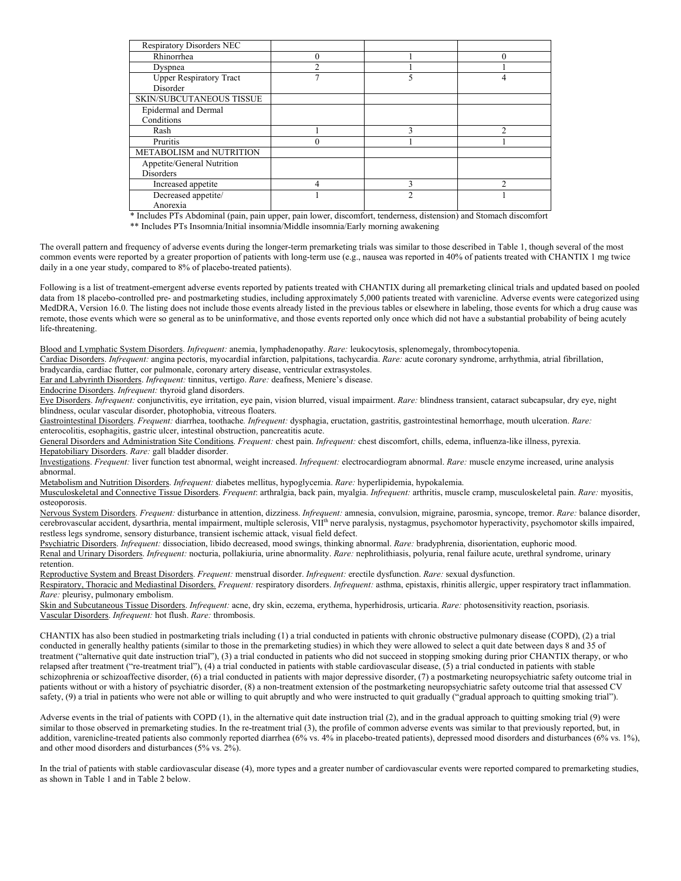| | | | |
|---|---|---|---|
| Respiratory Disorders NEC | | | |
| Rhinorrhea | 0 | 1 | 0 |
| Dyspnea | 2 | 1 | 1 |
| Upper Respiratory Tract Disorder | 7 | 5 | 4 |
| SKIN/SUBCUTANEOUS TISSUE | | | |
| Epidermal and Dermal Conditions | | | |
| Rash | 1 | 3 | 2 |
| Pruritis | 0 | 1 | 1 |
| METABOLISM and NUTRITION | | | |
| Appetite/General Nutrition Disorders | | | |
| Increased appetite | 4 | 3 | 2 |
| Decreased appetite/ Anorexia | 1 | 2 | 1 |

* Includes PTs Abdominal (pain, pain upper, pain lower, discomfort, tenderness, distension) and Stomach discomfort

** Includes PTs Insomnia/Initial insomnia/Middle insomnia/Early morning awakening

The overall pattern and frequency of adverse events during the longer-term premarketing trials was similar to those described in Table 1, though several of the most common events were reported by a greater proportion of patients with long-term use (e.g., nausea was reported in 40% of patients treated with CHANTIX 1 mg twice daily in a one year study, compared to 8% of placebo-treated patients).

Following is a list of treatment-emergent adverse events reported by patients treated with CHANTIX during all premarketing clinical trials and updated based on pooled data from 18 placebo-controlled pre- and postmarketing studies, including approximately 5,000 patients treated with varenicline. Adverse events were categorized using MedDRA, Version 16.0. The listing does not include those events already listed in the previous tables or elsewhere in labeling, those events for which a drug cause was remote, those events which were so general as to be uninformative, and those events reported only once which did not have a substantial probability of being acutely life-threatening.

Blood and Lymphatic System Disorders. *Infrequent:* anemia, lymphadenopathy. *Rare:* leukocytosis, splenomegaly, thrombocytopenia.
Cardiac Disorders. *Infrequent:* angina pectoris, myocardial infarction, palpitations, tachycardia. *Rare:* acute coronary syndrome, arrhythmia, atrial fibrillation, bradycardia, cardiac flutter, cor pulmonale, coronary artery disease, ventricular extrasystoles.
Ear and Labyrinth Disorders. *Infrequent:* tinnitus, vertigo. *Rare:* deafness, Meniere's disease.
Endocrine Disorders. *Infrequent:* thyroid gland disorders.
Eye Disorders. *Infrequent:* conjunctivitis, eye irritation, eye pain, vision blurred, visual impairment. *Rare:* blindness transient, cataract subcapsular, dry eye, night blindness, ocular vascular disorder, photophobia, vitreous floaters.
Gastrointestinal Disorders. *Frequent:* diarrhea, toothache. *Infrequent:* dysphagia, eructation, gastritis, gastrointestinal hemorrhage, mouth ulceration. *Rare:* enterocolitis, esophagitis, gastric ulcer, intestinal obstruction, pancreatitis acute.
General Disorders and Administration Site Conditions. *Frequent:* chest pain. *Infrequent:* chest discomfort, chills, edema, influenza-like illness, pyrexia.
Hepatobiliary Disorders. *Rare:* gall bladder disorder.
Investigations. *Frequent:* liver function test abnormal, weight increased. *Infrequent:* electrocardiogram abnormal. *Rare:* muscle enzyme increased, urine analysis abnormal.
Metabolism and Nutrition Disorders. *Infrequent:* diabetes mellitus, hypoglycemia. *Rare:* hyperlipidemia, hypokalemia.
Musculoskeletal and Connective Tissue Disorders. *Frequent*: arthralgia, back pain, myalgia. *Infrequent:* arthritis, muscle cramp, musculoskeletal pain. *Rare:* myositis, osteoporosis.
Nervous System Disorders. *Frequent:* disturbance in attention, dizziness. *Infrequent:* amnesia, convulsion, migraine, parosmia, syncope, tremor. *Rare:* balance disorder, cerebrovascular accident, dysarthria, mental impairment, multiple sclerosis, VII[th] nerve paralysis, nystagmus, psychomotor hyperactivity, psychomotor skills impaired, restless legs syndrome, sensory disturbance, transient ischemic attack, visual field defect.
Psychiatric Disorders. *Infrequent:* dissociation, libido decreased, mood swings, thinking abnormal. *Rare:* bradyphrenia, disorientation, euphoric mood.
Renal and Urinary Disorders. *Infrequent:* nocturia, pollakiuria, urine abnormality. *Rare:* nephrolithiasis, polyuria, renal failure acute, urethral syndrome, urinary retention.
Reproductive System and Breast Disorders. *Frequent:* menstrual disorder. *Infrequent:* erectile dysfunction. *Rare:* sexual dysfunction.
Respiratory, Thoracic and Mediastinal Disorders. *Frequent:* respiratory disorders. *Infrequent:* asthma, epistaxis, rhinitis allergic, upper respiratory tract inflammation. *Rare:* pleurisy, pulmonary embolism.
Skin and Subcutaneous Tissue Disorders. *Infrequent:* acne, dry skin, eczema, erythema, hyperhidrosis, urticaria. *Rare:* photosensitivity reaction, psoriasis.
Vascular Disorders. *Infrequent:* hot flush. *Rare:* thrombosis.

CHANTIX has also been studied in postmarketing trials including (1) a trial conducted in patients with chronic obstructive pulmonary disease (COPD), (2) a trial conducted in generally healthy patients (similar to those in the premarketing studies) in which they were allowed to select a quit date between days 8 and 35 of treatment ("alternative quit date instruction trial"), (3) a trial conducted in patients who did not succeed in stopping smoking during prior CHANTIX therapy, or who relapsed after treatment ("re-treatment trial"), (4) a trial conducted in patients with stable cardiovascular disease, (5) a trial conducted in patients with stable schizophrenia or schizoaffective disorder, (6) a trial conducted in patients with major depressive disorder, (7) a postmarketing neuropsychiatric safety outcome trial in patients without or with a history of psychiatric disorder, (8) a non-treatment extension of the postmarketing neuropsychiatric safety outcome trial that assessed CV safety, (9) a trial in patients who were not able or willing to quit abruptly and who were instructed to quit gradually ("gradual approach to quitting smoking trial").

Adverse events in the trial of patients with COPD (1), in the alternative quit date instruction trial (2), and in the gradual approach to quitting smoking trial (9) were similar to those observed in premarketing studies. In the re-treatment trial (3), the profile of common adverse events was similar to that previously reported, but, in addition, varenicline-treated patients also commonly reported diarrhea (6% vs. 4% in placebo-treated patients), depressed mood disorders and disturbances (6% vs. 1%), and other mood disorders and disturbances (5% vs. 2%).

In the trial of patients with stable cardiovascular disease (4), more types and a greater number of cardiovascular events were reported compared to premarketing studies, as shown in Table 1 and in Table 2 below.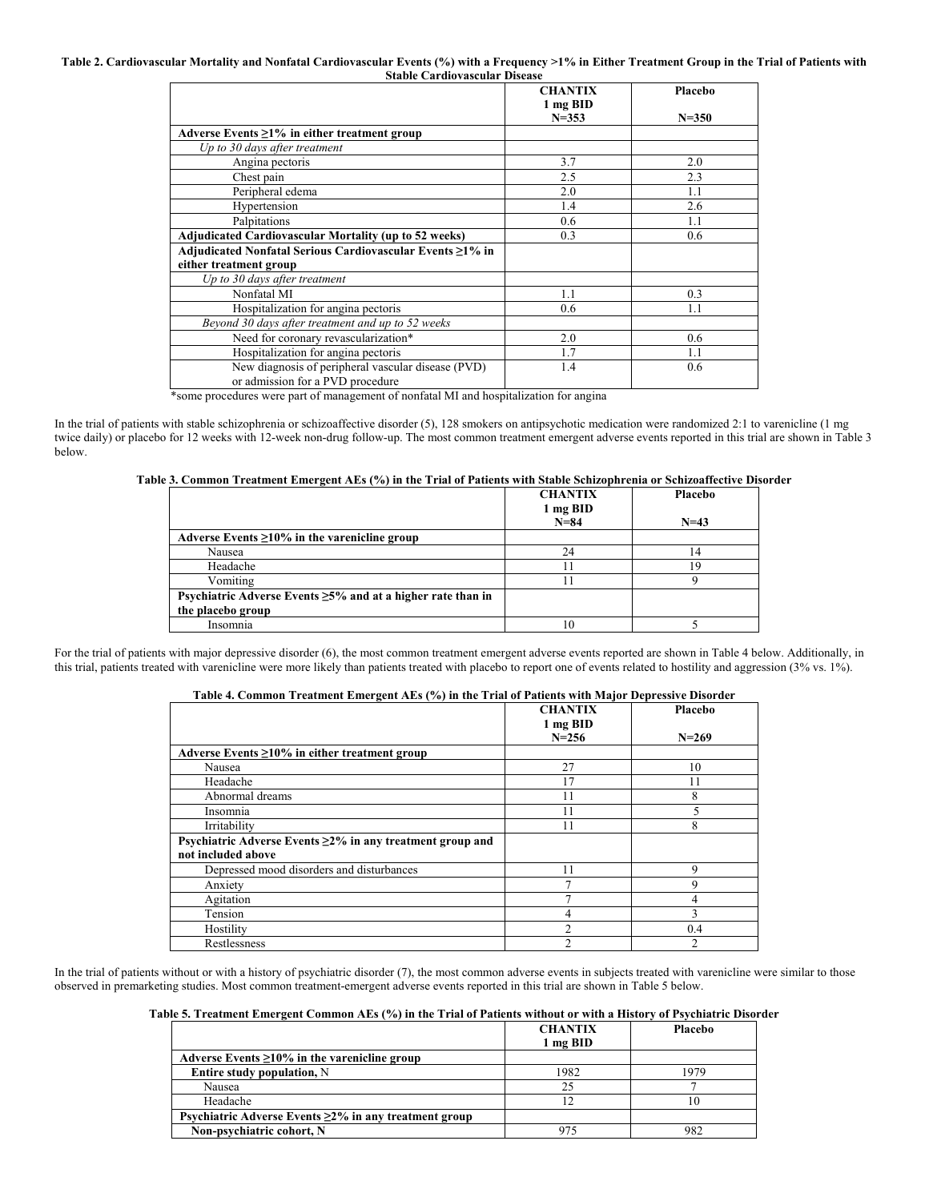**Table 2. Cardiovascular Mortality and Nonfatal Cardiovascular Events (%) with a Frequency >1% in Either Treatment Group in the Trial of Patients with Stable Cardiovascular Disease**

| | CHANTIX 1 mg BID N=353 | Placebo N=350 |
|---|---|---|
| **Adverse Events ≥1% in either treatment group** | | |
| *Up to 30 days after treatment* | | |
| Angina pectoris | 3.7 | 2.0 |
| Chest pain | 2.5 | 2.3 |
| Peripheral edema | 2.0 | 1.1 |
| Hypertension | 1.4 | 2.6 |
| Palpitations | 0.6 | 1.1 |
| **Adjudicated Cardiovascular Mortality (up to 52 weeks)** | 0.3 | 0.6 |
| **Adjudicated Nonfatal Serious Cardiovascular Events ≥1% in either treatment group** | | |
| *Up to 30 days after treatment* | | |
| Nonfatal MI | 1.1 | 0.3 |
| Hospitalization for angina pectoris | 0.6 | 1.1 |
| *Beyond 30 days after treatment and up to 52 weeks* | | |
| Need for coronary revascularization* | 2.0 | 0.6 |
| Hospitalization for angina pectoris | 1.7 | 1.1 |
| New diagnosis of peripheral vascular disease (PVD) or admission for a PVD procedure | 1.4 | 0.6 |

*some procedures were part of management of nonfatal MI and hospitalization for angina

In the trial of patients with stable schizophrenia or schizoaffective disorder (5), 128 smokers on antipsychotic medication were randomized 2:1 to varenicline (1 mg twice daily) or placebo for 12 weeks with 12-week non-drug follow-up. The most common treatment emergent adverse events reported in this trial are shown in Table 3 below.

**Table 3. Common Treatment Emergent AEs (%) in the Trial of Patients with Stable Schizophrenia or Schizoaffective Disorder**

| | CHANTIX 1 mg BID N=84 | Placebo N=43 |
|---|---|---|
| **Adverse Events ≥10% in the varenicline group** | | |
| Nausea | 24 | 14 |
| Headache | 11 | 19 |
| Vomiting | 11 | 9 |
| **Psychiatric Adverse Events ≥5% and at a higher rate than in the placebo group** | | |
| Insomnia | 10 | 5 |

For the trial of patients with major depressive disorder (6), the most common treatment emergent adverse events reported are shown in Table 4 below. Additionally, in this trial, patients treated with varenicline were more likely than patients treated with placebo to report one of events related to hostility and aggression (3% vs. 1%).

**Table 4. Common Treatment Emergent AEs (%) in the Trial of Patients with Major Depressive Disorder**

| | CHANTIX 1 mg BID N=256 | Placebo N=269 |
|---|---|---|
| **Adverse Events ≥10% in either treatment group** | | |
| Nausea | 27 | 10 |
| Headache | 17 | 11 |
| Abnormal dreams | 11 | 8 |
| Insomnia | 11 | 5 |
| Irritability | 11 | 8 |
| **Psychiatric Adverse Events ≥2% in any treatment group and not included above** | | |
| Depressed mood disorders and disturbances | 11 | 9 |
| Anxiety | 7 | 9 |
| Agitation | 7 | 4 |
| Tension | 4 | 3 |
| Hostility | 2 | 0.4 |
| Restlessness | 2 | 2 |

In the trial of patients without or with a history of psychiatric disorder (7), the most common adverse events in subjects treated with varenicline were similar to those observed in premarketing studies. Most common treatment-emergent adverse events reported in this trial are shown in Table 5 below.

**Table 5. Treatment Emergent Common AEs (%) in the Trial of Patients without or with a History of Psychiatric Disorder**

| | CHANTIX 1 mg BID | Placebo |
|---|---|---|
| **Adverse Events ≥10% in the varenicline group** | | |
| **Entire study population,** N | 1982 | 1979 |
| Nausea | 25 | 7 |
| Headache | 12 | 10 |
| **Psychiatric Adverse Events ≥2% in any treatment group** | | |
| **Non-psychiatric cohort, N** | 975 | 982 |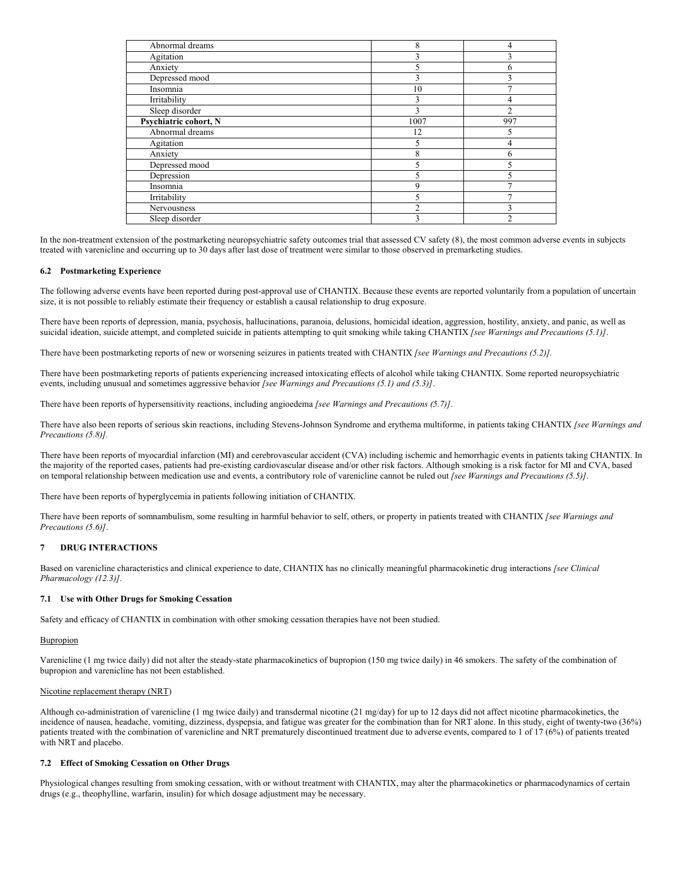| | | |
|---|---|---|
| Abnormal dreams | 8 | 4 |
| Agitation | 3 | 3 |
| Anxiety | 5 | 6 |
| Depressed mood | 3 | 3 |
| Insomnia | 10 | 7 |
| Irritability | 3 | 4 |
| Sleep disorder | 3 | 2 |
| **Psychiatric cohort, N** | 1007 | 997 |
| Abnormal dreams | 12 | 5 |
| Agitation | 5 | 4 |
| Anxiety | 8 | 6 |
| Depressed mood | 5 | 5 |
| Depression | 5 | 5 |
| Insomnia | 9 | 7 |
| Irritability | 5 | 7 |
| Nervousness | 2 | 3 |
| Sleep disorder | 3 | 2 |

In the non-treatment extension of the postmarketing neuropsychiatric safety outcomes trial that assessed CV safety (8), the most common adverse events in subjects treated with varenicline and occurring up to 30 days after last dose of treatment were similar to those observed in premarketing studies.

### 6.2 Postmarketing Experience

The following adverse events have been reported during post-approval use of CHANTIX. Because these events are reported voluntarily from a population of uncertain size, it is not possible to reliably estimate their frequency or establish a causal relationship to drug exposure.

There have been reports of depression, mania, psychosis, hallucinations, paranoia, delusions, homicidal ideation, aggression, hostility, anxiety, and panic, as well as suicidal ideation, suicide attempt, and completed suicide in patients attempting to quit smoking while taking CHANTIX *[see Warnings and Precautions (5.1)]*.

There have been postmarketing reports of new or worsening seizures in patients treated with CHANTIX *[see Warnings and Precautions (5.2)].*

There have been postmarketing reports of patients experiencing increased intoxicating effects of alcohol while taking CHANTIX. Some reported neuropsychiatric events, including unusual and sometimes aggressive behavior *[see Warnings and Precautions (5.1) and (5.3)]*.

There have been reports of hypersensitivity reactions, including angioedema *[see Warnings and Precautions (5.7)]*.

There have also been reports of serious skin reactions, including Stevens-Johnson Syndrome and erythema multiforme, in patients taking CHANTIX *[see Warnings and Precautions (5.8)].*

There have been reports of myocardial infarction (MI) and cerebrovascular accident (CVA) including ischemic and hemorrhagic events in patients taking CHANTIX. In the majority of the reported cases, patients had pre-existing cardiovascular disease and/or other risk factors. Although smoking is a risk factor for MI and CVA, based on temporal relationship between medication use and events, a contributory role of varenicline cannot be ruled out *[see Warnings and Precautions (5.5)]*.

There have been reports of hyperglycemia in patients following initiation of CHANTIX.

There have been reports of somnambulism, some resulting in harmful behavior to self, others, or property in patients treated with CHANTIX *[see Warnings and Precautions (5.6)]*.

## 7 DRUG INTERACTIONS

Based on varenicline characteristics and clinical experience to date, CHANTIX has no clinically meaningful pharmacokinetic drug interactions *[see Clinical Pharmacology (12.3)].*

### 7.1 Use with Other Drugs for Smoking Cessation

Safety and efficacy of CHANTIX in combination with other smoking cessation therapies have not been studied.

Bupropion

Varenicline (1 mg twice daily) did not alter the steady-state pharmacokinetics of bupropion (150 mg twice daily) in 46 smokers. The safety of the combination of bupropion and varenicline has not been established.

Nicotine replacement therapy (NRT)

Although co-administration of varenicline (1 mg twice daily) and transdermal nicotine (21 mg/day) for up to 12 days did not affect nicotine pharmacokinetics, the incidence of nausea, headache, vomiting, dizziness, dyspepsia, and fatigue was greater for the combination than for NRT alone. In this study, eight of twenty-two (36%) patients treated with the combination of varenicline and NRT prematurely discontinued treatment due to adverse events, compared to 1 of 17 (6%) of patients treated with NRT and placebo.

### 7.2 Effect of Smoking Cessation on Other Drugs

Physiological changes resulting from smoking cessation, with or without treatment with CHANTIX, may alter the pharmacokinetics or pharmacodynamics of certain drugs (e.g., theophylline, warfarin, insulin) for which dosage adjustment may be necessary.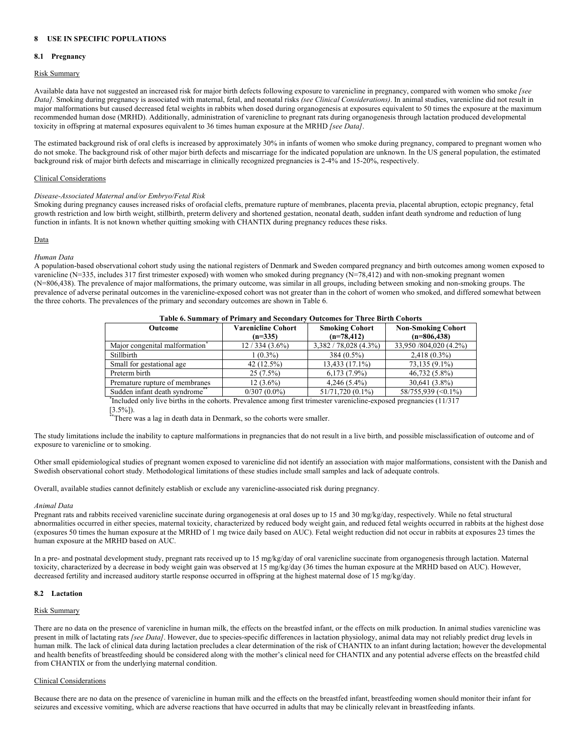## 8 USE IN SPECIFIC POPULATIONS

### 8.1 Pregnancy

Risk Summary

Available data have not suggested an increased risk for major birth defects following exposure to varenicline in pregnancy, compared with women who smoke *[see Data]*. Smoking during pregnancy is associated with maternal, fetal, and neonatal risks *(see Clinical Considerations)*. In animal studies, varenicline did not result in major malformations but caused decreased fetal weights in rabbits when dosed during organogenesis at exposures equivalent to 50 times the exposure at the maximum recommended human dose (MRHD). Additionally, administration of varenicline to pregnant rats during organogenesis through lactation produced developmental toxicity in offspring at maternal exposures equivalent to 36 times human exposure at the MRHD *[see Data]*.

The estimated background risk of oral clefts is increased by approximately 30% in infants of women who smoke during pregnancy, compared to pregnant women who do not smoke. The background risk of other major birth defects and miscarriage for the indicated population are unknown. In the US general population, the estimated background risk of major birth defects and miscarriage in clinically recognized pregnancies is 2-4% and 15-20%, respectively.

Clinical Considerations

*Disease-Associated Maternal and/or Embryo/Fetal Risk*
Smoking during pregnancy causes increased risks of orofacial clefts, premature rupture of membranes, placenta previa, placental abruption, ectopic pregnancy, fetal growth restriction and low birth weight, stillbirth, preterm delivery and shortened gestation, neonatal death, sudden infant death syndrome and reduction of lung function in infants. It is not known whether quitting smoking with CHANTIX during pregnancy reduces these risks.

Data

*Human Data*
A population-based observational cohort study using the national registers of Denmark and Sweden compared pregnancy and birth outcomes among women exposed to varenicline (N=335, includes 317 first trimester exposed) with women who smoked during pregnancy (N=78,412) and with non-smoking pregnant women (N=806,438). The prevalence of major malformations, the primary outcome, was similar in all groups, including between smoking and non-smoking groups. The prevalence of adverse perinatal outcomes in the varenicline-exposed cohort was not greater than in the cohort of women who smoked, and differed somewhat between the three cohorts. The prevalences of the primary and secondary outcomes are shown in Table 6.

**Table 6. Summary of Primary and Secondary Outcomes for Three Birth Cohorts**

| Outcome | Varenicline Cohort (n=335) | Smoking Cohort (n=78,412) | Non-Smoking Cohort (n=806,438) |
|---|---|---|---|
| Major congenital malformation* | 12 / 334 (3.6%) | 3,382 / 78,028 (4.3%) | 33,950 /804,020 (4.2%) |
| Stillbirth | 1 (0.3%) | 384 (0.5%) | 2,418 (0.3%) |
| Small for gestational age | 42 (12.5%) | 13,433 (17.1%) | 73,135 (9.1%) |
| Preterm birth | 25 (7.5%) | 6,173 (7.9%) | 46,732 (5.8%) |
| Premature rupture of membranes | 12 (3.6%) | 4,246 (5.4%) | 30,641 (3.8%) |
| Sudden infant death syndrome** | 0/307 (0.0%) | 51/71,720 (0.1%) | 58/755,939 (<0.1%) |

*Included only live births in the cohorts. Prevalence among first trimester varenicline-exposed pregnancies (11/317 [3.5%]).
**There was a lag in death data in Denmark, so the cohorts were smaller.

The study limitations include the inability to capture malformations in pregnancies that do not result in a live birth, and possible misclassification of outcome and of exposure to varenicline or to smoking.

Other small epidemiological studies of pregnant women exposed to varenicline did not identify an association with major malformations, consistent with the Danish and Swedish observational cohort study. Methodological limitations of these studies include small samples and lack of adequate controls.

Overall, available studies cannot definitely establish or exclude any varenicline-associated risk during pregnancy.

*Animal Data*
Pregnant rats and rabbits received varenicline succinate during organogenesis at oral doses up to 15 and 30 mg/kg/day, respectively. While no fetal structural abnormalities occurred in either species, maternal toxicity, characterized by reduced body weight gain, and reduced fetal weights occurred in rabbits at the highest dose (exposures 50 times the human exposure at the MRHD of 1 mg twice daily based on AUC). Fetal weight reduction did not occur in rabbits at exposures 23 times the human exposure at the MRHD based on AUC.

In a pre- and postnatal development study, pregnant rats received up to 15 mg/kg/day of oral varenicline succinate from organogenesis through lactation. Maternal toxicity, characterized by a decrease in body weight gain was observed at 15 mg/kg/day (36 times the human exposure at the MRHD based on AUC). However, decreased fertility and increased auditory startle response occurred in offspring at the highest maternal dose of 15 mg/kg/day.

### 8.2 Lactation

Risk Summary

There are no data on the presence of varenicline in human milk, the effects on the breastfed infant, or the effects on milk production. In animal studies varenicline was present in milk of lactating rats *[see Data]*. However, due to species-specific differences in lactation physiology, animal data may not reliably predict drug levels in human milk. The lack of clinical data during lactation precludes a clear determination of the risk of CHANTIX to an infant during lactation; however the developmental and health benefits of breastfeeding should be considered along with the mother's clinical need for CHANTIX and any potential adverse effects on the breastfed child from CHANTIX or from the underlying maternal condition.

Clinical Considerations

Because there are no data on the presence of varenicline in human milk and the effects on the breastfed infant, breastfeeding women should monitor their infant for seizures and excessive vomiting, which are adverse reactions that have occurred in adults that may be clinically relevant in breastfeeding infants.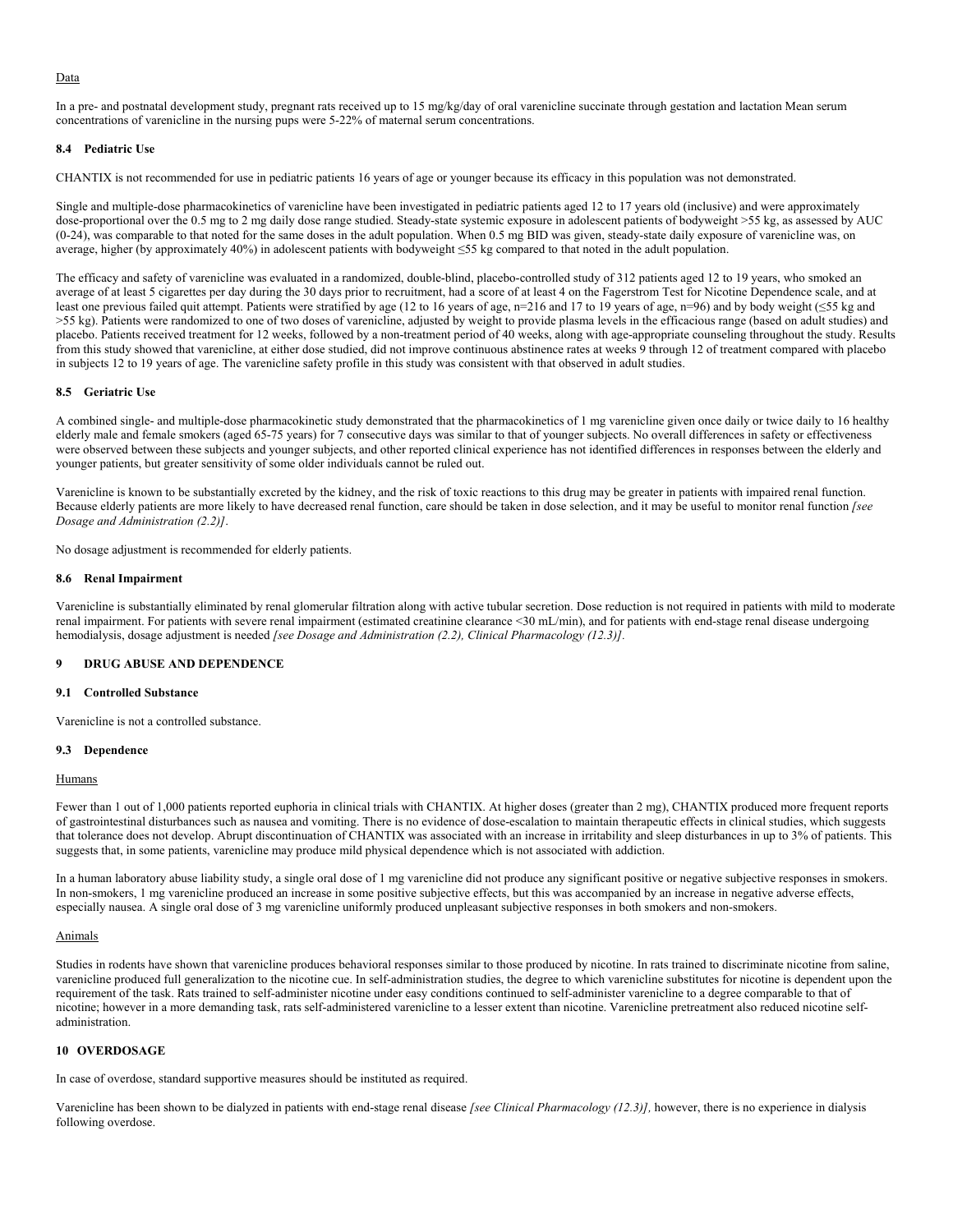Data

In a pre- and postnatal development study, pregnant rats received up to 15 mg/kg/day of oral varenicline succinate through gestation and lactation Mean serum concentrations of varenicline in the nursing pups were 5-22% of maternal serum concentrations.

### 8.4 Pediatric Use

CHANTIX is not recommended for use in pediatric patients 16 years of age or younger because its efficacy in this population was not demonstrated.

Single and multiple-dose pharmacokinetics of varenicline have been investigated in pediatric patients aged 12 to 17 years old (inclusive) and were approximately dose-proportional over the 0.5 mg to 2 mg daily dose range studied. Steady-state systemic exposure in adolescent patients of bodyweight >55 kg, as assessed by AUC (0-24), was comparable to that noted for the same doses in the adult population. When 0.5 mg BID was given, steady-state daily exposure of varenicline was, on average, higher (by approximately 40%) in adolescent patients with bodyweight ≤55 kg compared to that noted in the adult population.

The efficacy and safety of varenicline was evaluated in a randomized, double-blind, placebo-controlled study of 312 patients aged 12 to 19 years, who smoked an average of at least 5 cigarettes per day during the 30 days prior to recruitment, had a score of at least 4 on the Fagerstrom Test for Nicotine Dependence scale, and at least one previous failed quit attempt. Patients were stratified by age (12 to 16 years of age, n=216 and 17 to 19 years of age, n=96) and by body weight (≤55 kg and >55 kg). Patients were randomized to one of two doses of varenicline, adjusted by weight to provide plasma levels in the efficacious range (based on adult studies) and placebo. Patients received treatment for 12 weeks, followed by a non-treatment period of 40 weeks, along with age-appropriate counseling throughout the study. Results from this study showed that varenicline, at either dose studied, did not improve continuous abstinence rates at weeks 9 through 12 of treatment compared with placebo in subjects 12 to 19 years of age. The varenicline safety profile in this study was consistent with that observed in adult studies.

### 8.5 Geriatric Use

A combined single- and multiple-dose pharmacokinetic study demonstrated that the pharmacokinetics of 1 mg varenicline given once daily or twice daily to 16 healthy elderly male and female smokers (aged 65-75 years) for 7 consecutive days was similar to that of younger subjects. No overall differences in safety or effectiveness were observed between these subjects and younger subjects, and other reported clinical experience has not identified differences in responses between the elderly and younger patients, but greater sensitivity of some older individuals cannot be ruled out.

Varenicline is known to be substantially excreted by the kidney, and the risk of toxic reactions to this drug may be greater in patients with impaired renal function. Because elderly patients are more likely to have decreased renal function, care should be taken in dose selection, and it may be useful to monitor renal function *[see Dosage and Administration (2.2)]*.

No dosage adjustment is recommended for elderly patients.

### 8.6 Renal Impairment

Varenicline is substantially eliminated by renal glomerular filtration along with active tubular secretion. Dose reduction is not required in patients with mild to moderate renal impairment. For patients with severe renal impairment (estimated creatinine clearance <30 mL/min), and for patients with end-stage renal disease undergoing hemodialysis, dosage adjustment is needed *[see Dosage and Administration (2.2), Clinical Pharmacology (12.3)]*.

## 9 DRUG ABUSE AND DEPENDENCE

### 9.1 Controlled Substance

Varenicline is not a controlled substance.

### 9.3 Dependence

Humans

Fewer than 1 out of 1,000 patients reported euphoria in clinical trials with CHANTIX. At higher doses (greater than 2 mg), CHANTIX produced more frequent reports of gastrointestinal disturbances such as nausea and vomiting. There is no evidence of dose-escalation to maintain therapeutic effects in clinical studies, which suggests that tolerance does not develop. Abrupt discontinuation of CHANTIX was associated with an increase in irritability and sleep disturbances in up to 3% of patients. This suggests that, in some patients, varenicline may produce mild physical dependence which is not associated with addiction.

In a human laboratory abuse liability study, a single oral dose of 1 mg varenicline did not produce any significant positive or negative subjective responses in smokers. In non-smokers, 1 mg varenicline produced an increase in some positive subjective effects, but this was accompanied by an increase in negative adverse effects, especially nausea. A single oral dose of 3 mg varenicline uniformly produced unpleasant subjective responses in both smokers and non-smokers.

Animals

Studies in rodents have shown that varenicline produces behavioral responses similar to those produced by nicotine. In rats trained to discriminate nicotine from saline, varenicline produced full generalization to the nicotine cue. In self-administration studies, the degree to which varenicline substitutes for nicotine is dependent upon the requirement of the task. Rats trained to self-administer nicotine under easy conditions continued to self-administer varenicline to a degree comparable to that of nicotine; however in a more demanding task, rats self-administered varenicline to a lesser extent than nicotine. Varenicline pretreatment also reduced nicotine self-administration.

## 10 OVERDOSAGE

In case of overdose, standard supportive measures should be instituted as required.

Varenicline has been shown to be dialyzed in patients with end-stage renal disease *[see Clinical Pharmacology (12.3)],* however, there is no experience in dialysis following overdose.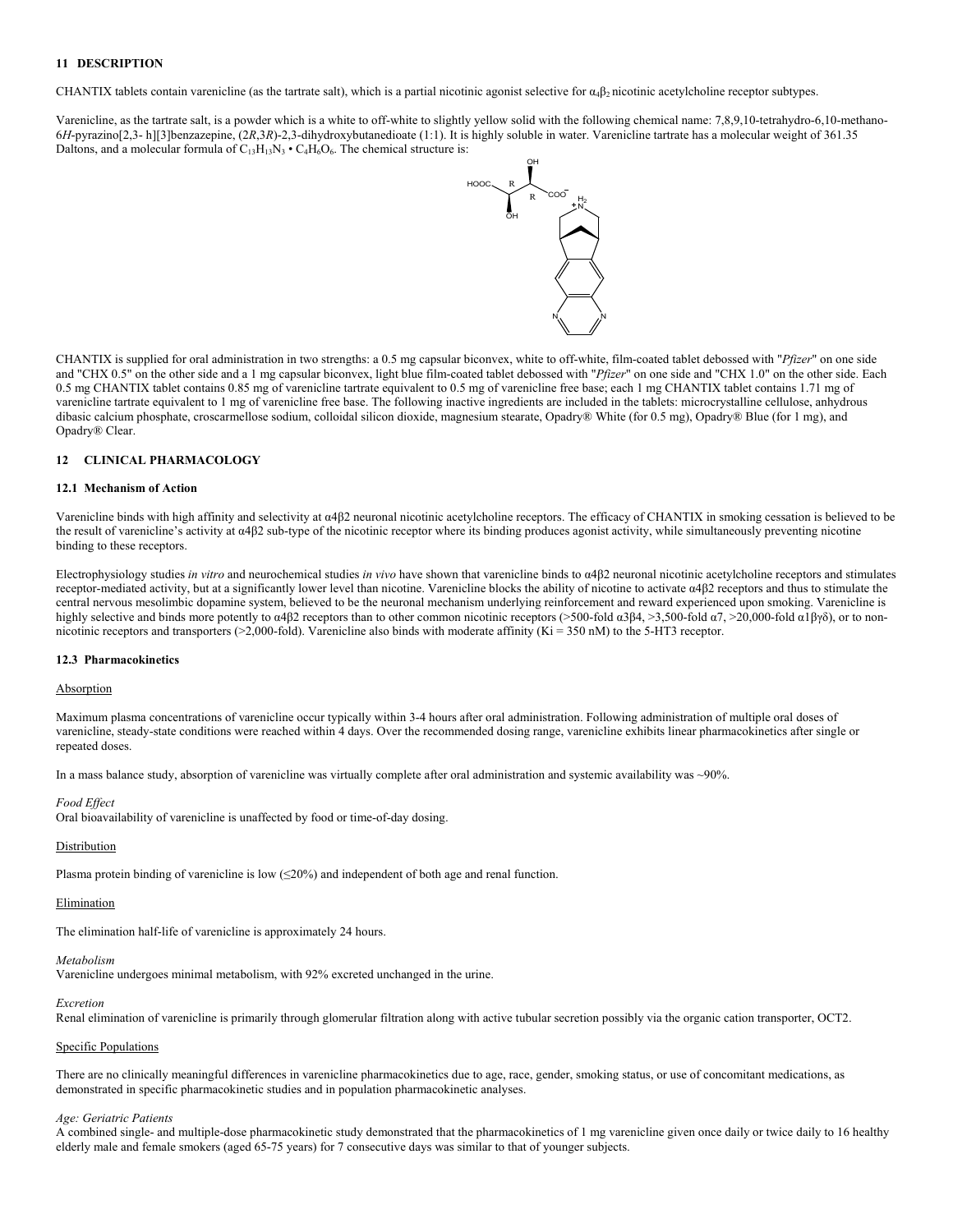## 11 DESCRIPTION

CHANTIX tablets contain varenicline (as the tartrate salt), which is a partial nicotinic agonist selective for $\alpha_4\beta_2$ nicotinic acetylcholine receptor subtypes.

Varenicline, as the tartrate salt, is a powder which is a white to off-white to slightly yellow solid with the following chemical name: 7,8,9,10-tetrahydro-6,10-methano-6*H*-pyrazino[2,3- h][3]benzazepine, (2*R*,3*R*)-2,3-dihydroxybutanedioate (1:1). It is highly soluble in water. Varenicline tartrate has a molecular weight of 361.35 Daltons, and a molecular formula of $C_{13}H_{13}N_3 \cdot C_4H_6O_6$. The chemical structure is:

CHANTIX is supplied for oral administration in two strengths: a 0.5 mg capsular biconvex, white to off-white, film-coated tablet debossed with "*Pfizer*" on one side and "CHX 0.5" on the other side and a 1 mg capsular biconvex, light blue film-coated tablet debossed with "*Pfizer*" on one side and "CHX 1.0" on the other side. Each 0.5 mg CHANTIX tablet contains 0.85 mg of varenicline tartrate equivalent to 0.5 mg of varenicline free base; each 1 mg CHANTIX tablet contains 1.71 mg of varenicline tartrate equivalent to 1 mg of varenicline free base. The following inactive ingredients are included in the tablets: microcrystalline cellulose, anhydrous dibasic calcium phosphate, croscarmellose sodium, colloidal silicon dioxide, magnesium stearate, Opadry® White (for 0.5 mg), Opadry® Blue (for 1 mg), and Opadry® Clear.

## 12 CLINICAL PHARMACOLOGY

### 12.1 Mechanism of Action

Varenicline binds with high affinity and selectivity at α4β2 neuronal nicotinic acetylcholine receptors. The efficacy of CHANTIX in smoking cessation is believed to be the result of varenicline's activity at α4β2 sub-type of the nicotinic receptor where its binding produces agonist activity, while simultaneously preventing nicotine binding to these receptors.

Electrophysiology studies *in vitro* and neurochemical studies *in vivo* have shown that varenicline binds to α4β2 neuronal nicotinic acetylcholine receptors and stimulates receptor-mediated activity, but at a significantly lower level than nicotine. Varenicline blocks the ability of nicotine to activate α4β2 receptors and thus to stimulate the central nervous mesolimbic dopamine system, believed to be the neuronal mechanism underlying reinforcement and reward experienced upon smoking. Varenicline is highly selective and binds more potently to α4β2 receptors than to other common nicotinic receptors (>500-fold α3β4, >3,500-fold α7, >20,000-fold α1βγδ), or to non-nicotinic receptors and transporters (>2,000-fold). Varenicline also binds with moderate affinity (Ki = 350 nM) to the 5-HT3 receptor.

### 12.3 Pharmacokinetics

Absorption

Maximum plasma concentrations of varenicline occur typically within 3-4 hours after oral administration. Following administration of multiple oral doses of varenicline, steady-state conditions were reached within 4 days. Over the recommended dosing range, varenicline exhibits linear pharmacokinetics after single or repeated doses.

In a mass balance study, absorption of varenicline was virtually complete after oral administration and systemic availability was ~90%.

*Food Effect*
Oral bioavailability of varenicline is unaffected by food or time-of-day dosing.

Distribution

Plasma protein binding of varenicline is low (≤20%) and independent of both age and renal function.

Elimination

The elimination half-life of varenicline is approximately 24 hours.

*Metabolism*
Varenicline undergoes minimal metabolism, with 92% excreted unchanged in the urine.

*Excretion*
Renal elimination of varenicline is primarily through glomerular filtration along with active tubular secretion possibly via the organic cation transporter, OCT2.

Specific Populations

There are no clinically meaningful differences in varenicline pharmacokinetics due to age, race, gender, smoking status, or use of concomitant medications, as demonstrated in specific pharmacokinetic studies and in population pharmacokinetic analyses.

*Age: Geriatric Patients*
A combined single- and multiple-dose pharmacokinetic study demonstrated that the pharmacokinetics of 1 mg varenicline given once daily or twice daily to 16 healthy elderly male and female smokers (aged 65-75 years) for 7 consecutive days was similar to that of younger subjects.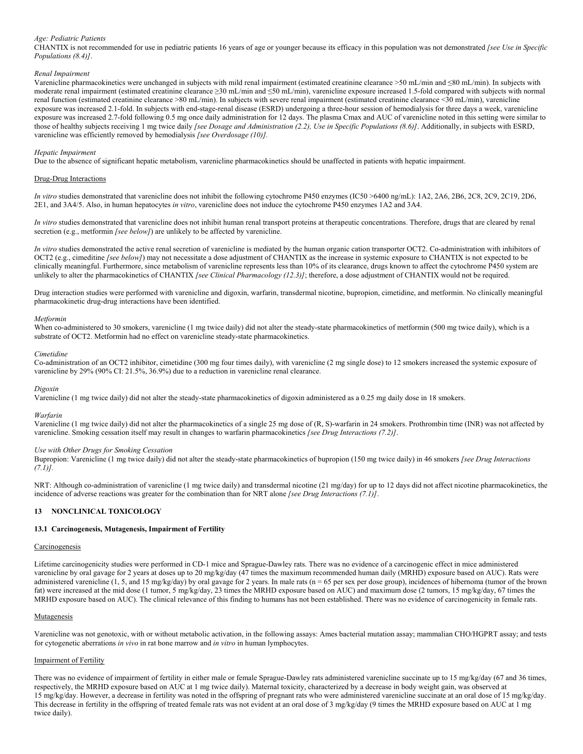*Age: Pediatric Patients*

CHANTIX is not recommended for use in pediatric patients 16 years of age or younger because its efficacy in this population was not demonstrated *[see Use in Specific Populations (8.4)]*.

*Renal Impairment*

Varenicline pharmacokinetics were unchanged in subjects with mild renal impairment (estimated creatinine clearance >50 mL/min and ≤80 mL/min). In subjects with moderate renal impairment (estimated creatinine clearance ≥30 mL/min and ≤50 mL/min), varenicline exposure increased 1.5-fold compared with subjects with normal renal function (estimated creatinine clearance >80 mL/min). In subjects with severe renal impairment (estimated creatinine clearance <30 mL/min), varenicline exposure was increased 2.1-fold. In subjects with end-stage-renal disease (ESRD) undergoing a three-hour session of hemodialysis for three days a week, varenicline exposure was increased 2.7-fold following 0.5 mg once daily administration for 12 days. The plasma Cmax and AUC of varenicline noted in this setting were similar to those of healthy subjects receiving 1 mg twice daily *[see Dosage and Administration (2.2), Use in Specific Populations (8.6)]*. Additionally, in subjects with ESRD, varenicline was efficiently removed by hemodialysis *[see Overdosage (10)]*.

*Hepatic Impairment*

Due to the absence of significant hepatic metabolism, varenicline pharmacokinetics should be unaffected in patients with hepatic impairment.

<u>Drug-Drug Interactions</u>

*In vitro* studies demonstrated that varenicline does not inhibit the following cytochrome P450 enzymes (IC50 >6400 ng/mL): 1A2, 2A6, 2B6, 2C8, 2C9, 2C19, 2D6, 2E1, and 3A4/5. Also, in human hepatocytes *in vitro*, varenicline does not induce the cytochrome P450 enzymes 1A2 and 3A4.

*In vitro* studies demonstrated that varenicline does not inhibit human renal transport proteins at therapeutic concentrations. Therefore, drugs that are cleared by renal secretion (e.g., metformin *[see below]*) are unlikely to be affected by varenicline.

*In vitro* studies demonstrated the active renal secretion of varenicline is mediated by the human organic cation transporter OCT2. Co-administration with inhibitors of OCT2 (e.g., cimeditine *[see below]*) may not necessitate a dose adjustment of CHANTIX as the increase in systemic exposure to CHANTIX is not expected to be clinically meaningful. Furthermore, since metabolism of varenicline represents less than 10% of its clearance, drugs known to affect the cytochrome P450 system are unlikely to alter the pharmacokinetics of CHANTIX *[see Clinical Pharmacology (12.3)]*; therefore, a dose adjustment of CHANTIX would not be required.

Drug interaction studies were performed with varenicline and digoxin, warfarin, transdermal nicotine, bupropion, cimetidine, and metformin. No clinically meaningful pharmacokinetic drug-drug interactions have been identified.

*Metformin*

When co-administered to 30 smokers, varenicline (1 mg twice daily) did not alter the steady-state pharmacokinetics of metformin (500 mg twice daily), which is a substrate of OCT2. Metformin had no effect on varenicline steady-state pharmacokinetics.

*Cimetidine*

Co-administration of an OCT2 inhibitor, cimetidine (300 mg four times daily), with varenicline (2 mg single dose) to 12 smokers increased the systemic exposure of varenicline by 29% (90% CI: 21.5%, 36.9%) due to a reduction in varenicline renal clearance.

*Digoxin*

Varenicline (1 mg twice daily) did not alter the steady-state pharmacokinetics of digoxin administered as a 0.25 mg daily dose in 18 smokers.

*Warfarin*

Varenicline (1 mg twice daily) did not alter the pharmacokinetics of a single 25 mg dose of (R, S)-warfarin in 24 smokers. Prothrombin time (INR) was not affected by varenicline. Smoking cessation itself may result in changes to warfarin pharmacokinetics *[see Drug Interactions (7.2)]*.

*Use with Other Drugs for Smoking Cessation*

Bupropion: Varenicline (1 mg twice daily) did not alter the steady-state pharmacokinetics of bupropion (150 mg twice daily) in 46 smokers *[see Drug Interactions (7.1)]*.

NRT: Although co-administration of varenicline (1 mg twice daily) and transdermal nicotine (21 mg/day) for up to 12 days did not affect nicotine pharmacokinetics, the incidence of adverse reactions was greater for the combination than for NRT alone *[see Drug Interactions (7.1)]*.

## 13 NONCLINICAL TOXICOLOGY

### 13.1 Carcinogenesis, Mutagenesis, Impairment of Fertility

<u>Carcinogenesis</u>

Lifetime carcinogenicity studies were performed in CD-1 mice and Sprague-Dawley rats. There was no evidence of a carcinogenic effect in mice administered varenicline by oral gavage for 2 years at doses up to 20 mg/kg/day (47 times the maximum recommended human daily (MRHD) exposure based on AUC). Rats were administered varenicline (1, 5, and 15 mg/kg/day) by oral gavage for 2 years. In male rats (n = 65 per sex per dose group), incidences of hibernoma (tumor of the brown fat) were increased at the mid dose (1 tumor, 5 mg/kg/day, 23 times the MRHD exposure based on AUC) and maximum dose (2 tumors, 15 mg/kg/day, 67 times the MRHD exposure based on AUC). The clinical relevance of this finding to humans has not been established. There was no evidence of carcinogenicity in female rats.

<u>Mutagenesis</u>

Varenicline was not genotoxic, with or without metabolic activation, in the following assays: Ames bacterial mutation assay; mammalian CHO/HGPRT assay; and tests for cytogenetic aberrations *in vivo* in rat bone marrow and *in vitro* in human lymphocytes.

<u>Impairment of Fertility</u>

There was no evidence of impairment of fertility in either male or female Sprague-Dawley rats administered varenicline succinate up to 15 mg/kg/day (67 and 36 times, respectively, the MRHD exposure based on AUC at 1 mg twice daily). Maternal toxicity, characterized by a decrease in body weight gain, was observed at 15 mg/kg/day. However, a decrease in fertility was noted in the offspring of pregnant rats who were administered varenicline succinate at an oral dose of 15 mg/kg/day. This decrease in fertility in the offspring of treated female rats was not evident at an oral dose of 3 mg/kg/day (9 times the MRHD exposure based on AUC at 1 mg twice daily).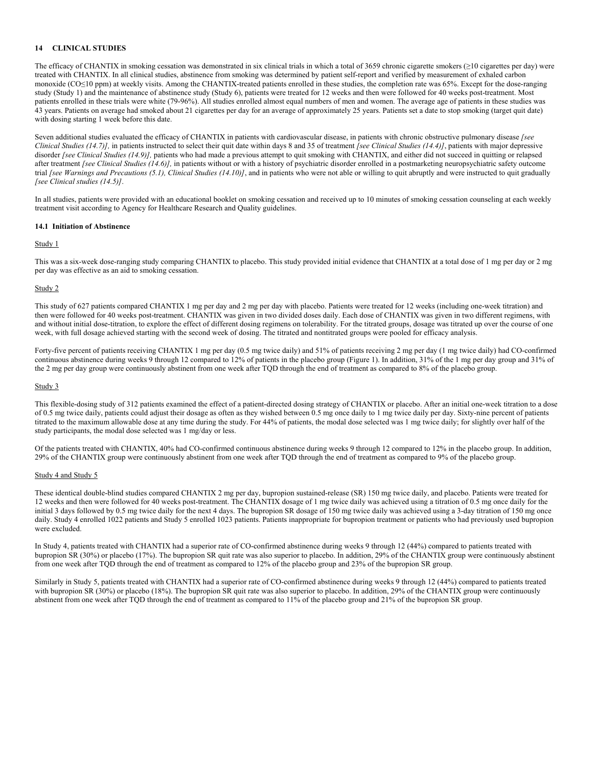## 14 CLINICAL STUDIES

The efficacy of CHANTIX in smoking cessation was demonstrated in six clinical trials in which a total of 3659 chronic cigarette smokers (≥10 cigarettes per day) were treated with CHANTIX. In all clinical studies, abstinence from smoking was determined by patient self-report and verified by measurement of exhaled carbon monoxide (CO≤10 ppm) at weekly visits. Among the CHANTIX-treated patients enrolled in these studies, the completion rate was 65%. Except for the dose-ranging study (Study 1) and the maintenance of abstinence study (Study 6), patients were treated for 12 weeks and then were followed for 40 weeks post-treatment. Most patients enrolled in these trials were white (79-96%). All studies enrolled almost equal numbers of men and women. The average age of patients in these studies was 43 years. Patients on average had smoked about 21 cigarettes per day for an average of approximately 25 years. Patients set a date to stop smoking (target quit date) with dosing starting 1 week before this date.

Seven additional studies evaluated the efficacy of CHANTIX in patients with cardiovascular disease, in patients with chronic obstructive pulmonary disease *[see Clinical Studies (14.7)],* in patients instructed to select their quit date within days 8 and 35 of treatment *[see Clinical Studies (14.4)]*, patients with major depressive disorder *[see Clinical Studies (14.9)],* patients who had made a previous attempt to quit smoking with CHANTIX, and either did not succeed in quitting or relapsed after treatment *[see Clinical Studies (14.6)],* in patients without or with a history of psychiatric disorder enrolled in a postmarketing neuropsychiatric safety outcome trial *[see Warnings and Precautions (5.1), Clinical Studies (14.10)]*, and in patients who were not able or willing to quit abruptly and were instructed to quit gradually *[see Clinical studies (14.5)]*.

In all studies, patients were provided with an educational booklet on smoking cessation and received up to 10 minutes of smoking cessation counseling at each weekly treatment visit according to Agency for Healthcare Research and Quality guidelines.

### 14.1 Initiation of Abstinence

Study 1

This was a six-week dose-ranging study comparing CHANTIX to placebo. This study provided initial evidence that CHANTIX at a total dose of 1 mg per day or 2 mg per day was effective as an aid to smoking cessation.

Study 2

This study of 627 patients compared CHANTIX 1 mg per day and 2 mg per day with placebo. Patients were treated for 12 weeks (including one-week titration) and then were followed for 40 weeks post-treatment. CHANTIX was given in two divided doses daily. Each dose of CHANTIX was given in two different regimens, with and without initial dose-titration, to explore the effect of different dosing regimens on tolerability. For the titrated groups, dosage was titrated up over the course of one week, with full dosage achieved starting with the second week of dosing. The titrated and nontitrated groups were pooled for efficacy analysis.

Forty-five percent of patients receiving CHANTIX 1 mg per day (0.5 mg twice daily) and 51% of patients receiving 2 mg per day (1 mg twice daily) had CO-confirmed continuous abstinence during weeks 9 through 12 compared to 12% of patients in the placebo group (Figure 1). In addition, 31% of the 1 mg per day group and 31% of the 2 mg per day group were continuously abstinent from one week after TQD through the end of treatment as compared to 8% of the placebo group.

Study 3

This flexible-dosing study of 312 patients examined the effect of a patient-directed dosing strategy of CHANTIX or placebo. After an initial one-week titration to a dose of 0.5 mg twice daily, patients could adjust their dosage as often as they wished between 0.5 mg once daily to 1 mg twice daily per day. Sixty-nine percent of patients titrated to the maximum allowable dose at any time during the study. For 44% of patients, the modal dose selected was 1 mg twice daily; for slightly over half of the study participants, the modal dose selected was 1 mg/day or less.

Of the patients treated with CHANTIX, 40% had CO-confirmed continuous abstinence during weeks 9 through 12 compared to 12% in the placebo group. In addition, 29% of the CHANTIX group were continuously abstinent from one week after TQD through the end of treatment as compared to 9% of the placebo group.

Study 4 and Study 5

These identical double-blind studies compared CHANTIX 2 mg per day, bupropion sustained-release (SR) 150 mg twice daily, and placebo. Patients were treated for 12 weeks and then were followed for 40 weeks post-treatment. The CHANTIX dosage of 1 mg twice daily was achieved using a titration of 0.5 mg once daily for the initial 3 days followed by 0.5 mg twice daily for the next 4 days. The bupropion SR dosage of 150 mg twice daily was achieved using a 3-day titration of 150 mg once daily. Study 4 enrolled 1022 patients and Study 5 enrolled 1023 patients. Patients inappropriate for bupropion treatment or patients who had previously used bupropion were excluded.

In Study 4, patients treated with CHANTIX had a superior rate of CO-confirmed abstinence during weeks 9 through 12 (44%) compared to patients treated with bupropion SR (30%) or placebo (17%). The bupropion SR quit rate was also superior to placebo. In addition, 29% of the CHANTIX group were continuously abstinent from one week after TQD through the end of treatment as compared to 12% of the placebo group and 23% of the bupropion SR group.

Similarly in Study 5, patients treated with CHANTIX had a superior rate of CO-confirmed abstinence during weeks 9 through 12 (44%) compared to patients treated with bupropion SR (30%) or placebo (18%). The bupropion SR quit rate was also superior to placebo. In addition, 29% of the CHANTIX group were continuously abstinent from one week after TQD through the end of treatment as compared to 11% of the placebo group and 21% of the bupropion SR group.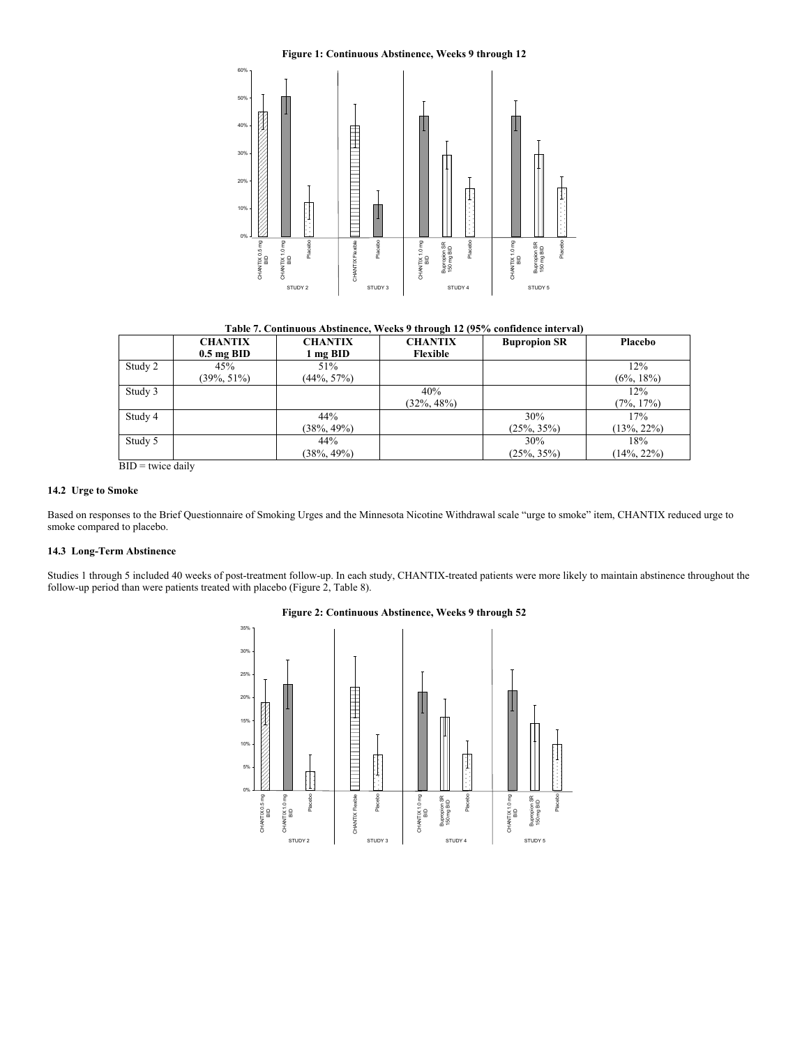**Figure 1: Continuous Abstinence, Weeks 9 through 12**

**Table 7. Continuous Abstinence, Weeks 9 through 12 (95% confidence interval)**

| | CHANTIX 0.5 mg BID | CHANTIX 1 mg BID | CHANTIX Flexible | Bupropion SR | Placebo |
|---|---|---|---|---|---|
| Study 2 | 45% (39%, 51%) | 51% (44%, 57%) | | | 12% (6%, 18%) |
| Study 3 | | | 40% (32%, 48%) | | 12% (7%, 17%) |
| Study 4 | | 44% (38%, 49%) | | 30% (25%, 35%) | 17% (13%, 22%) |
| Study 5 | | 44% (38%, 49%) | | 30% (25%, 35%) | 18% (14%, 22%) |

BID = twice daily

### 14.2 Urge to Smoke

Based on responses to the Brief Questionnaire of Smoking Urges and the Minnesota Nicotine Withdrawal scale "urge to smoke" item, CHANTIX reduced urge to smoke compared to placebo.

### 14.3 Long-Term Abstinence

Studies 1 through 5 included 40 weeks of post-treatment follow-up. In each study, CHANTIX-treated patients were more likely to maintain abstinence throughout the follow-up period than were patients treated with placebo (Figure 2, Table 8).

**Figure 2: Continuous Abstinence, Weeks 9 through 52**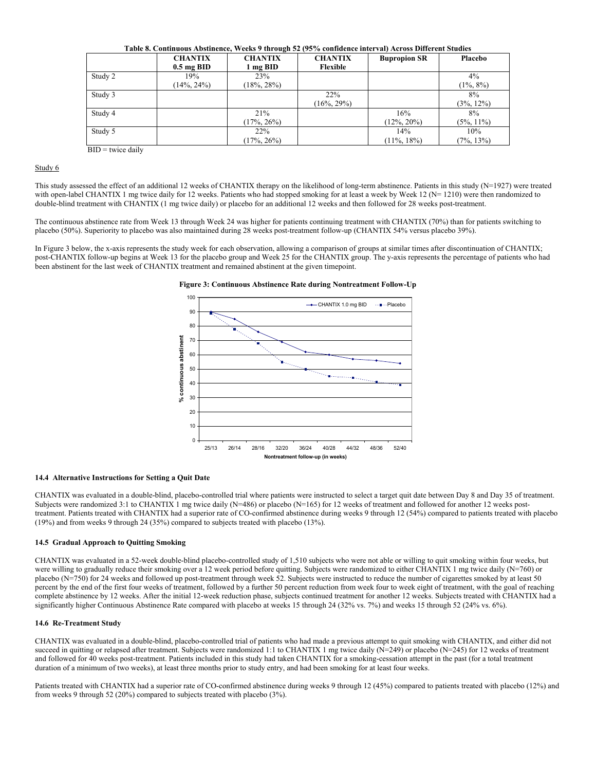**Table 8. Continuous Abstinence, Weeks 9 through 52 (95% confidence interval) Across Different Studies**

| | CHANTIX 0.5 mg BID | CHANTIX 1 mg BID | CHANTIX Flexible | Bupropion SR | Placebo |
|---|---|---|---|---|---|
| Study 2 | 19% (14%, 24%) | 23% (18%, 28%) | | | 4% (1%, 8%) |
| Study 3 | | | 22% (16%, 29%) | | 8% (3%, 12%) |
| Study 4 | | 21% (17%, 26%) | | 16% (12%, 20%) | 8% (5%, 11%) |
| Study 5 | | 22% (17%, 26%) | | 14% (11%, 18%) | 10% (7%, 13%) |

BID = twice daily

Study 6

This study assessed the effect of an additional 12 weeks of CHANTIX therapy on the likelihood of long-term abstinence. Patients in this study (N=1927) were treated with open-label CHANTIX 1 mg twice daily for 12 weeks. Patients who had stopped smoking for at least a week by Week 12 (N= 1210) were then randomized to double-blind treatment with CHANTIX (1 mg twice daily) or placebo for an additional 12 weeks and then followed for 28 weeks post-treatment.

The continuous abstinence rate from Week 13 through Week 24 was higher for patients continuing treatment with CHANTIX (70%) than for patients switching to placebo (50%). Superiority to placebo was also maintained during 28 weeks post-treatment follow-up (CHANTIX 54% versus placebo 39%).

In Figure 3 below, the x-axis represents the study week for each observation, allowing a comparison of groups at similar times after discontinuation of CHANTIX; post-CHANTIX follow-up begins at Week 13 for the placebo group and Week 25 for the CHANTIX group. The y-axis represents the percentage of patients who had been abstinent for the last week of CHANTIX treatment and remained abstinent at the given timepoint.

**Figure 3: Continuous Abstinence Rate during Nontreatment Follow-Up**

### 14.4 Alternative Instructions for Setting a Quit Date

CHANTIX was evaluated in a double-blind, placebo-controlled trial where patients were instructed to select a target quit date between Day 8 and Day 35 of treatment. Subjects were randomized 3:1 to CHANTIX 1 mg twice daily (N=486) or placebo (N=165) for 12 weeks of treatment and followed for another 12 weeks post-treatment. Patients treated with CHANTIX had a superior rate of CO-confirmed abstinence during weeks 9 through 12 (54%) compared to patients treated with placebo (19%) and from weeks 9 through 24 (35%) compared to subjects treated with placebo (13%).

### 14.5 Gradual Approach to Quitting Smoking

CHANTIX was evaluated in a 52-week double-blind placebo-controlled study of 1,510 subjects who were not able or willing to quit smoking within four weeks, but were willing to gradually reduce their smoking over a 12 week period before quitting. Subjects were randomized to either CHANTIX 1 mg twice daily (N=760) or placebo (N=750) for 24 weeks and followed up post-treatment through week 52. Subjects were instructed to reduce the number of cigarettes smoked by at least 50 percent by the end of the first four weeks of treatment, followed by a further 50 percent reduction from week four to week eight of treatment, with the goal of reaching complete abstinence by 12 weeks. After the initial 12-week reduction phase, subjects continued treatment for another 12 weeks. Subjects treated with CHANTIX had a significantly higher Continuous Abstinence Rate compared with placebo at weeks 15 through 24 (32% vs. 7%) and weeks 15 through 52 (24% vs. 6%).

### 14.6 Re-Treatment Study

CHANTIX was evaluated in a double-blind, placebo-controlled trial of patients who had made a previous attempt to quit smoking with CHANTIX, and either did not succeed in quitting or relapsed after treatment. Subjects were randomized 1:1 to CHANTIX 1 mg twice daily (N=249) or placebo (N=245) for 12 weeks of treatment and followed for 40 weeks post-treatment. Patients included in this study had taken CHANTIX for a smoking-cessation attempt in the past (for a total treatment duration of a minimum of two weeks), at least three months prior to study entry, and had been smoking for at least four weeks.

Patients treated with CHANTIX had a superior rate of CO-confirmed abstinence during weeks 9 through 12 (45%) compared to patients treated with placebo (12%) and from weeks 9 through 52 (20%) compared to subjects treated with placebo (3%).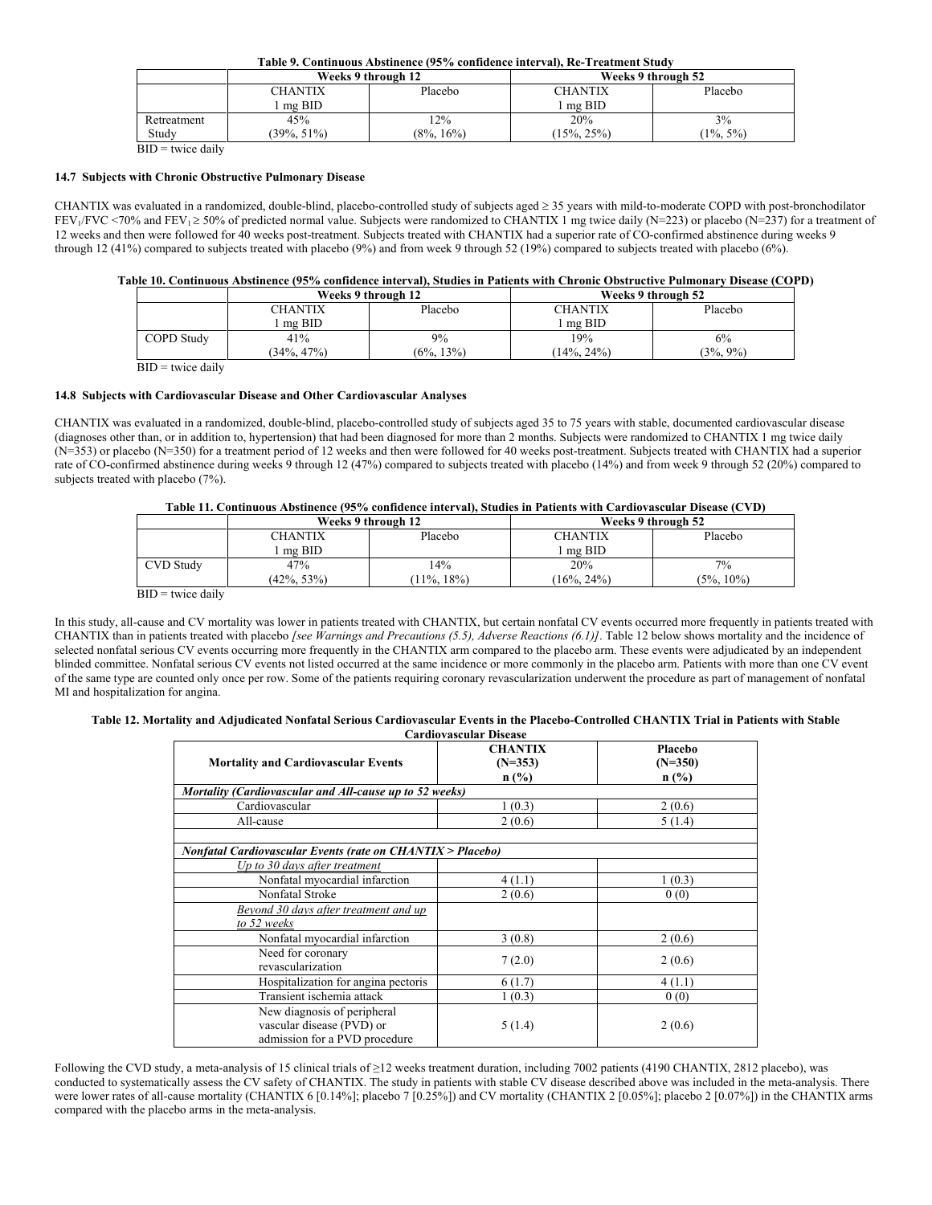**Table 9. Continuous Abstinence (95% confidence interval), Re-Treatment Study**

| | Weeks 9 through 12 | | Weeks 9 through 52 | |
|---|---|---|---|---|
| | CHANTIX 1 mg BID | Placebo | CHANTIX 1 mg BID | Placebo |
| Retreatment Study | 45% (39%, 51%) | 12% (8%, 16%) | 20% (15%, 25%) | 3% (1%, 5%) |

BID = twice daily

### 14.7 Subjects with Chronic Obstructive Pulmonary Disease

CHANTIX was evaluated in a randomized, double-blind, placebo-controlled study of subjects aged ≥ 35 years with mild-to-moderate COPD with post-bronchodilator $FEV_1$/FVC <70% and $FEV_1$ ≥ 50% of predicted normal value. Subjects were randomized to CHANTIX 1 mg twice daily (N=223) or placebo (N=237) for a treatment of 12 weeks and then were followed for 40 weeks post-treatment. Subjects treated with CHANTIX had a superior rate of CO-confirmed abstinence during weeks 9 through 12 (41%) compared to subjects treated with placebo (9%) and from week 9 through 52 (19%) compared to subjects treated with placebo (6%).

**Table 10. Continuous Abstinence (95% confidence interval), Studies in Patients with Chronic Obstructive Pulmonary Disease (COPD)**

| | Weeks 9 through 12 | | Weeks 9 through 52 | |
|---|---|---|---|---|
| | CHANTIX 1 mg BID | Placebo | CHANTIX 1 mg BID | Placebo |
| COPD Study | 41% (34%, 47%) | 9% (6%, 13%) | 19% (14%, 24%) | 6% (3%, 9%) |

BID = twice daily

### 14.8 Subjects with Cardiovascular Disease and Other Cardiovascular Analyses

CHANTIX was evaluated in a randomized, double-blind, placebo-controlled study of subjects aged 35 to 75 years with stable, documented cardiovascular disease (diagnoses other than, or in addition to, hypertension) that had been diagnosed for more than 2 months. Subjects were randomized to CHANTIX 1 mg twice daily (N=353) or placebo (N=350) for a treatment period of 12 weeks and then were followed for 40 weeks post-treatment. Subjects treated with CHANTIX had a superior rate of CO-confirmed abstinence during weeks 9 through 12 (47%) compared to subjects treated with placebo (14%) and from week 9 through 52 (20%) compared to subjects treated with placebo (7%).

**Table 11. Continuous Abstinence (95% confidence interval), Studies in Patients with Cardiovascular Disease (CVD)**

| | Weeks 9 through 12 | | Weeks 9 through 52 | |
|---|---|---|---|---|
| | CHANTIX 1 mg BID | Placebo | CHANTIX 1 mg BID | Placebo |
| CVD Study | 47% (42%, 53%) | 14% (11%, 18%) | 20% (16%, 24%) | 7% (5%, 10%) |

BID = twice daily

In this study, all-cause and CV mortality was lower in patients treated with CHANTIX, but certain nonfatal CV events occurred more frequently in patients treated with CHANTIX than in patients treated with placebo *[see Warnings and Precautions (5.5), Adverse Reactions (6.1)]*. Table 12 below shows mortality and the incidence of selected nonfatal serious CV events occurring more frequently in the CHANTIX arm compared to the placebo arm. These events were adjudicated by an independent blinded committee. Nonfatal serious CV events not listed occurred at the same incidence or more commonly in the placebo arm. Patients with more than one CV event of the same type are counted only once per row. Some of the patients requiring coronary revascularization underwent the procedure as part of management of nonfatal MI and hospitalization for angina.

**Table 12. Mortality and Adjudicated Nonfatal Serious Cardiovascular Events in the Placebo-Controlled CHANTIX Trial in Patients with Stable Cardiovascular Disease**

| Mortality and Cardiovascular Events | CHANTIX (N=353) n (%) | Placebo (N=350) n (%) |
|---|---|---|
| ***Mortality (Cardiovascular and All-cause up to 52 weeks)*** | | |
| Cardiovascular | 1 (0.3) | 2 (0.6) |
| All-cause | 2 (0.6) | 5 (1.4) |
| | | |
| ***Nonfatal Cardiovascular Events (rate on CHANTIX > Placebo)*** | | |
| *Up to 30 days after treatment* | | |
| Nonfatal myocardial infarction | 4 (1.1) | 1 (0.3) |
| Nonfatal Stroke | 2 (0.6) | 0 (0) |
| *Beyond 30 days after treatment and up to 52 weeks* | | |
| Nonfatal myocardial infarction | 3 (0.8) | 2 (0.6) |
| Need for coronary revascularization | 7 (2.0) | 2 (0.6) |
| Hospitalization for angina pectoris | 6 (1.7) | 4 (1.1) |
| Transient ischemia attack | 1 (0.3) | 0 (0) |
| New diagnosis of peripheral vascular disease (PVD) or admission for a PVD procedure | 5 (1.4) | 2 (0.6) |

Following the CVD study, a meta-analysis of 15 clinical trials of ≥12 weeks treatment duration, including 7002 patients (4190 CHANTIX, 2812 placebo), was conducted to systematically assess the CV safety of CHANTIX. The study in patients with stable CV disease described above was included in the meta-analysis. There were lower rates of all-cause mortality (CHANTIX 6 [0.14%]; placebo 7 [0.25%]) and CV mortality (CHANTIX 2 [0.05%]; placebo 2 [0.07%]) in the CHANTIX arms compared with the placebo arms in the meta-analysis.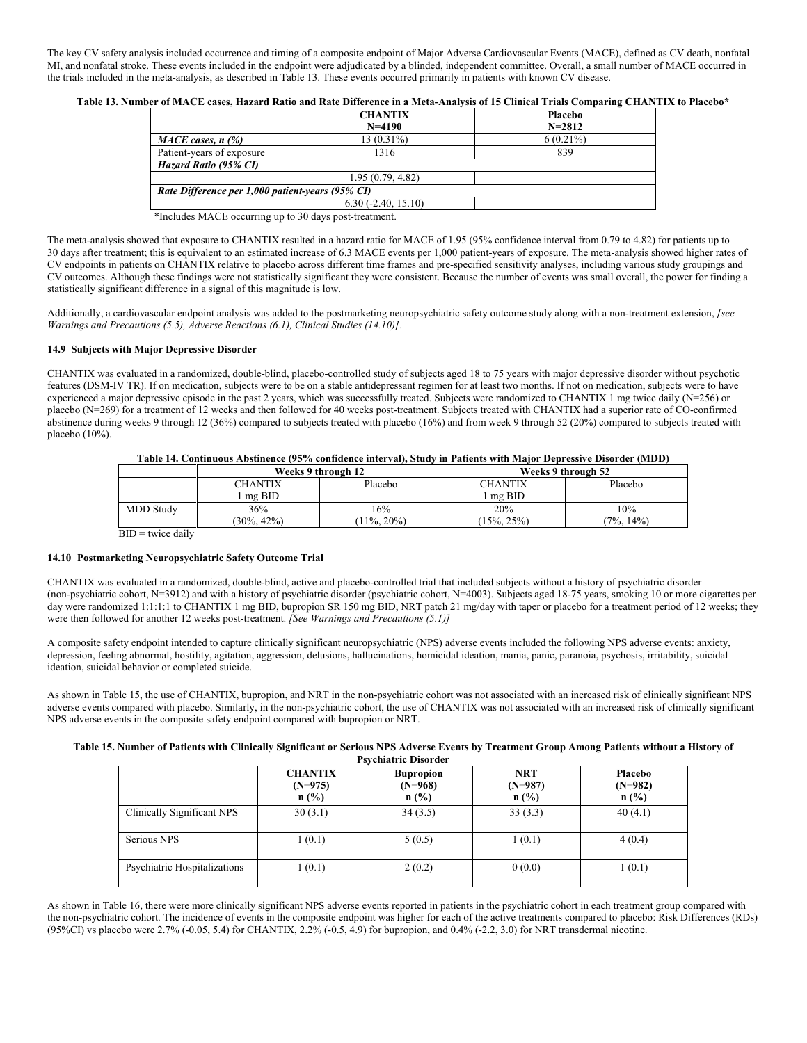The key CV safety analysis included occurrence and timing of a composite endpoint of Major Adverse Cardiovascular Events (MACE), defined as CV death, nonfatal MI, and nonfatal stroke. These events included in the endpoint were adjudicated by a blinded, independent committee. Overall, a small number of MACE occurred in the trials included in the meta-analysis, as described in Table 13. These events occurred primarily in patients with known CV disease.

**Table 13. Number of MACE cases, Hazard Ratio and Rate Difference in a Meta-Analysis of 15 Clinical Trials Comparing CHANTIX to Placebo***

| | **CHANTIX N=4190** | **Placebo N=2812** |
|---|---|---|
| ***MACE cases, n (%)*** | 13 (0.31%) | 6 (0.21%) |
| Patient-years of exposure | 1316 | 839 |
| ***Hazard Ratio (95% CI)*** | | |
| | 1.95 (0.79, 4.82) | |
| ***Rate Difference per 1,000 patient-years (95% CI)*** | | |
| | 6.30 (-2.40, 15.10) | |

*Includes MACE occurring up to 30 days post-treatment.

The meta-analysis showed that exposure to CHANTIX resulted in a hazard ratio for MACE of 1.95 (95% confidence interval from 0.79 to 4.82) for patients up to 30 days after treatment; this is equivalent to an estimated increase of 6.3 MACE events per 1,000 patient-years of exposure. The meta-analysis showed higher rates of CV endpoints in patients on CHANTIX relative to placebo across different time frames and pre-specified sensitivity analyses, including various study groupings and CV outcomes. Although these findings were not statistically significant they were consistent. Because the number of events was small overall, the power for finding a statistically significant difference in a signal of this magnitude is low.

Additionally, a cardiovascular endpoint analysis was added to the postmarketing neuropsychiatric safety outcome study along with a non-treatment extension, *[see Warnings and Precautions (5.5), Adverse Reactions (6.1), Clinical Studies (14.10)]*.

### 14.9 Subjects with Major Depressive Disorder

CHANTIX was evaluated in a randomized, double-blind, placebo-controlled study of subjects aged 18 to 75 years with major depressive disorder without psychotic features (DSM-IV TR). If on medication, subjects were to be on a stable antidepressant regimen for at least two months. If not on medication, subjects were to have experienced a major depressive episode in the past 2 years, which was successfully treated. Subjects were randomized to CHANTIX 1 mg twice daily (N=256) or placebo (N=269) for a treatment of 12 weeks and then followed for 40 weeks post-treatment. Subjects treated with CHANTIX had a superior rate of CO-confirmed abstinence during weeks 9 through 12 (36%) compared to subjects treated with placebo (16%) and from week 9 through 52 (20%) compared to subjects treated with placebo (10%).

**Table 14. Continuous Abstinence (95% confidence interval), Study in Patients with Major Depressive Disorder (MDD)**

| | **Weeks 9 through 12** | | **Weeks 9 through 52** | |
|---|---|---|---|---|
| | CHANTIX 1 mg BID | Placebo | CHANTIX 1 mg BID | Placebo |
| MDD Study | 36% (30%, 42%) | 16% (11%, 20%) | 20% (15%, 25%) | 10% (7%, 14%) |

BID = twice daily

### 14.10 Postmarketing Neuropsychiatric Safety Outcome Trial

CHANTIX was evaluated in a randomized, double-blind, active and placebo-controlled trial that included subjects without a history of psychiatric disorder (non-psychiatric cohort, N=3912) and with a history of psychiatric disorder (psychiatric cohort, N=4003). Subjects aged 18-75 years, smoking 10 or more cigarettes per day were randomized 1:1:1:1 to CHANTIX 1 mg BID, bupropion SR 150 mg BID, NRT patch 21 mg/day with taper or placebo for a treatment period of 12 weeks; they were then followed for another 12 weeks post-treatment. *[See Warnings and Precautions (5.1)]*

A composite safety endpoint intended to capture clinically significant neuropsychiatric (NPS) adverse events included the following NPS adverse events: anxiety, depression, feeling abnormal, hostility, agitation, aggression, delusions, hallucinations, homicidal ideation, mania, panic, paranoia, psychosis, irritability, suicidal ideation, suicidal behavior or completed suicide.

As shown in Table 15, the use of CHANTIX, bupropion, and NRT in the non-psychiatric cohort was not associated with an increased risk of clinically significant NPS adverse events compared with placebo. Similarly, in the non-psychiatric cohort, the use of CHANTIX was not associated with an increased risk of clinically significant NPS adverse events in the composite safety endpoint compared with bupropion or NRT.

**Table 15. Number of Patients with Clinically Significant or Serious NPS Adverse Events by Treatment Group Among Patients without a History of Psychiatric Disorder**

| | **CHANTIX (N=975) n (%)** | **Bupropion (N=968) n (%)** | **NRT (N=987) n (%)** | **Placebo (N=982) n (%)** |
|---|---|---|---|---|
| Clinically Significant NPS | 30 (3.1) | 34 (3.5) | 33 (3.3) | 40 (4.1) |
| Serious NPS | 1 (0.1) | 5 (0.5) | 1 (0.1) | 4 (0.4) |
| Psychiatric Hospitalizations | 1 (0.1) | 2 (0.2) | 0 (0.0) | 1 (0.1) |

As shown in Table 16, there were more clinically significant NPS adverse events reported in patients in the psychiatric cohort in each treatment group compared with the non-psychiatric cohort. The incidence of events in the composite endpoint was higher for each of the active treatments compared to placebo: Risk Differences (RDs) (95%CI) vs placebo were 2.7% (-0.05, 5.4) for CHANTIX, 2.2% (-0.5, 4.9) for bupropion, and 0.4% (-2.2, 3.0) for NRT transdermal nicotine.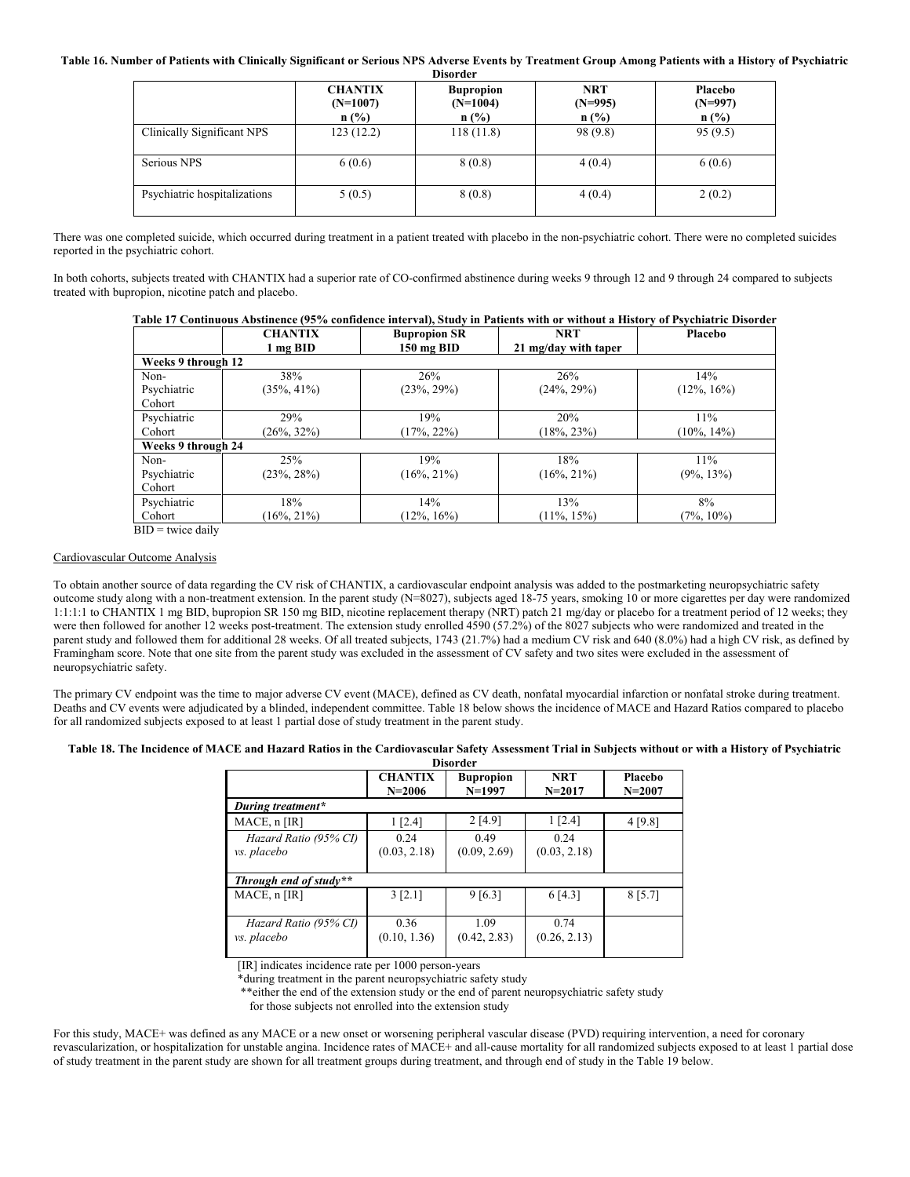**Table 16. Number of Patients with Clinically Significant or Serious NPS Adverse Events by Treatment Group Among Patients with a History of Psychiatric Disorder**

| | CHANTIX (N=1007) n (%) | Bupropion (N=1004) n (%) | NRT (N=995) n (%) | Placebo (N=997) n (%) |
|---|---|---|---|---|
| Clinically Significant NPS | 123 (12.2) | 118 (11.8) | 98 (9.8) | 95 (9.5) |
| Serious NPS | 6 (0.6) | 8 (0.8) | 4 (0.4) | 6 (0.6) |
| Psychiatric hospitalizations | 5 (0.5) | 8 (0.8) | 4 (0.4) | 2 (0.2) |

There was one completed suicide, which occurred during treatment in a patient treated with placebo in the non-psychiatric cohort. There were no completed suicides reported in the psychiatric cohort.

In both cohorts, subjects treated with CHANTIX had a superior rate of CO-confirmed abstinence during weeks 9 through 12 and 9 through 24 compared to subjects treated with bupropion, nicotine patch and placebo.

**Table 17 Continuous Abstinence (95% confidence interval), Study in Patients with or without a History of Psychiatric Disorder**

| | CHANTIX 1 mg BID | Bupropion SR 150 mg BID | NRT 21 mg/day with taper | Placebo |
|---|---|---|---|---|
| **Weeks 9 through 12** | | | | |
| Non-Psychiatric Cohort | 38% (35%, 41%) | 26% (23%, 29%) | 26% (24%, 29%) | 14% (12%, 16%) |
| Psychiatric Cohort | 29% (26%, 32%) | 19% (17%, 22%) | 20% (18%, 23%) | 11% (10%, 14%) |
| **Weeks 9 through 24** | | | | |
| Non-Psychiatric Cohort | 25% (23%, 28%) | 19% (16%, 21%) | 18% (16%, 21%) | 11% (9%, 13%) |
| Psychiatric Cohort | 18% (16%, 21%) | 14% (12%, 16%) | 13% (11%, 15%) | 8% (7%, 10%) |

BID = twice daily

Cardiovascular Outcome Analysis

To obtain another source of data regarding the CV risk of CHANTIX, a cardiovascular endpoint analysis was added to the postmarketing neuropsychiatric safety outcome study along with a non-treatment extension. In the parent study (N=8027), subjects aged 18-75 years, smoking 10 or more cigarettes per day were randomized 1:1:1:1 to CHANTIX 1 mg BID, bupropion SR 150 mg BID, nicotine replacement therapy (NRT) patch 21 mg/day or placebo for a treatment period of 12 weeks; they were then followed for another 12 weeks post-treatment. The extension study enrolled 4590 (57.2%) of the 8027 subjects who were randomized and treated in the parent study and followed them for additional 28 weeks. Of all treated subjects, 1743 (21.7%) had a medium CV risk and 640 (8.0%) had a high CV risk, as defined by Framingham score. Note that one site from the parent study was excluded in the assessment of CV safety and two sites were excluded in the assessment of neuropsychiatric safety.

The primary CV endpoint was the time to major adverse CV event (MACE), defined as CV death, nonfatal myocardial infarction or nonfatal stroke during treatment. Deaths and CV events were adjudicated by a blinded, independent committee. Table 18 below shows the incidence of MACE and Hazard Ratios compared to placebo for all randomized subjects exposed to at least 1 partial dose of study treatment in the parent study.

**Table 18. The Incidence of MACE and Hazard Ratios in the Cardiovascular Safety Assessment Trial in Subjects without or with a History of Psychiatric Disorder**

| | CHANTIX N=2006 | Bupropion N=1997 | NRT N=2017 | Placebo N=2007 |
|---|---|---|---|---|
| ***During treatment**** | | | | |
| MACE, n [IR] | 1 [2.4] | 2 [4.9] | 1 [2.4] | 4 [9.8] |
| *Hazard Ratio (95% CI) vs. placebo* | 0.24 (0.03, 2.18) | 0.49 (0.09, 2.69) | 0.24 (0.03, 2.18) | |
| ***Through end of study**** | | | | |
| MACE, n [IR] | 3 [2.1] | 9 [6.3] | 6 [4.3] | 8 [5.7] |
| *Hazard Ratio (95% CI) vs. placebo* | 0.36 (0.10, 1.36) | 1.09 (0.42, 2.83) | 0.74 (0.26, 2.13) | |

[IR] indicates incidence rate per 1000 person-years

*during treatment in the parent neuropsychiatric safety study

**either the end of the extension study or the end of parent neuropsychiatric safety study for those subjects not enrolled into the extension study

For this study, MACE+ was defined as any MACE or a new onset or worsening peripheral vascular disease (PVD) requiring intervention, a need for coronary revascularization, or hospitalization for unstable angina. Incidence rates of MACE+ and all-cause mortality for all randomized subjects exposed to at least 1 partial dose of study treatment in the parent study are shown for all treatment groups during treatment, and through end of study in the Table 19 below.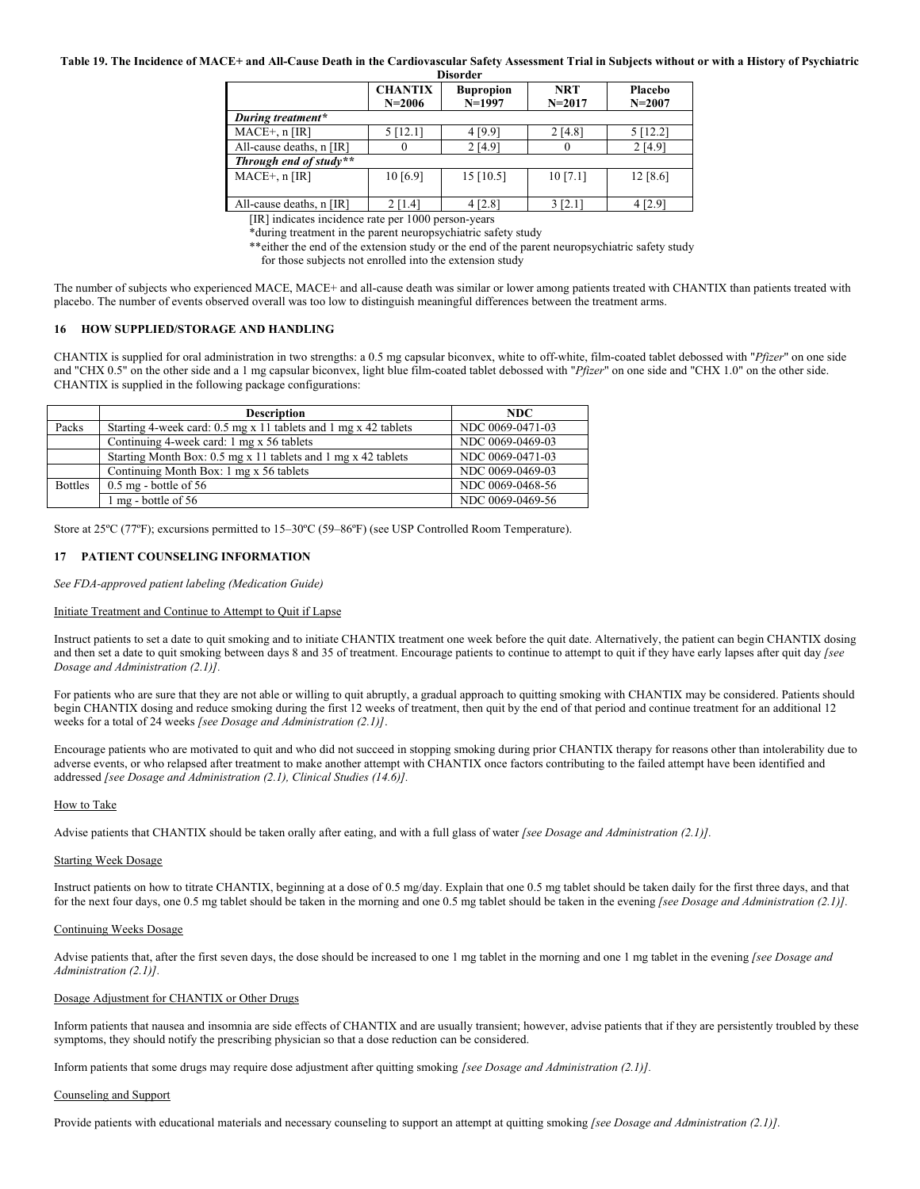**Table 19. The Incidence of MACE+ and All-Cause Death in the Cardiovascular Safety Assessment Trial in Subjects without or with a History of Psychiatric Disorder**

| | CHANTIX N=2006 | Bupropion N=1997 | NRT N=2017 | Placebo N=2007 |
|---|---|---|---|---|
| ***During treatment**** | | | | |
| MACE+, n [IR] | 5 [12.1] | 4 [9.9] | 2 [4.8] | 5 [12.2] |
| All-cause deaths, n [IR] | 0 | 2 [4.9] | 0 | 2 [4.9] |
| ***Through end of study***** | | | | |
| MACE+, n [IR] | 10 [6.9] | 15 [10.5] | 10 [7.1] | 12 [8.6] |
| All-cause deaths, n [IR] | 2 [1.4] | 4 [2.8] | 3 [2.1] | 4 [2.9] |

[IR] indicates incidence rate per 1000 person-years

*during treatment in the parent neuropsychiatric safety study

**either the end of the extension study or the end of the parent neuropsychiatric safety study for those subjects not enrolled into the extension study

The number of subjects who experienced MACE, MACE+ and all-cause death was similar or lower among patients treated with CHANTIX than patients treated with placebo. The number of events observed overall was too low to distinguish meaningful differences between the treatment arms.

## 16 HOW SUPPLIED/STORAGE AND HANDLING

CHANTIX is supplied for oral administration in two strengths: a 0.5 mg capsular biconvex, white to off-white, film-coated tablet debossed with "*Pfizer*" on one side and "CHX 0.5" on the other side and a 1 mg capsular biconvex, light blue film-coated tablet debossed with "*Pfizer*" on one side and "CHX 1.0" on the other side. CHANTIX is supplied in the following package configurations:

| | Description | NDC |
|---|---|---|
| Packs | Starting 4-week card: 0.5 mg x 11 tablets and 1 mg x 42 tablets | NDC 0069-0471-03 |
| | Continuing 4-week card: 1 mg x 56 tablets | NDC 0069-0469-03 |
| | Starting Month Box: 0.5 mg x 11 tablets and 1 mg x 42 tablets | NDC 0069-0471-03 |
| | Continuing Month Box: 1 mg x 56 tablets | NDC 0069-0469-03 |
| Bottles | 0.5 mg - bottle of 56 | NDC 0069-0468-56 |
| | 1 mg - bottle of 56 | NDC 0069-0469-56 |

Store at 25ºC (77ºF); excursions permitted to 15–30ºC (59–86ºF) (see USP Controlled Room Temperature).

## 17 PATIENT COUNSELING INFORMATION

*See FDA-approved patient labeling (Medication Guide)*

Initiate Treatment and Continue to Attempt to Quit if Lapse

Instruct patients to set a date to quit smoking and to initiate CHANTIX treatment one week before the quit date. Alternatively, the patient can begin CHANTIX dosing and then set a date to quit smoking between days 8 and 35 of treatment. Encourage patients to continue to attempt to quit if they have early lapses after quit day *[see Dosage and Administration (2.1)]*.

For patients who are sure that they are not able or willing to quit abruptly, a gradual approach to quitting smoking with CHANTIX may be considered. Patients should begin CHANTIX dosing and reduce smoking during the first 12 weeks of treatment, then quit by the end of that period and continue treatment for an additional 12 weeks for a total of 24 weeks *[see Dosage and Administration (2.1)]*.

Encourage patients who are motivated to quit and who did not succeed in stopping smoking during prior CHANTIX therapy for reasons other than intolerability due to adverse events, or who relapsed after treatment to make another attempt with CHANTIX once factors contributing to the failed attempt have been identified and addressed *[see Dosage and Administration (2.1), Clinical Studies (14.6)]*.

How to Take

Advise patients that CHANTIX should be taken orally after eating, and with a full glass of water *[see Dosage and Administration (2.1)]*.

Starting Week Dosage

Instruct patients on how to titrate CHANTIX, beginning at a dose of 0.5 mg/day. Explain that one 0.5 mg tablet should be taken daily for the first three days, and that for the next four days, one 0.5 mg tablet should be taken in the morning and one 0.5 mg tablet should be taken in the evening *[see Dosage and Administration (2.1)]*.

Continuing Weeks Dosage

Advise patients that, after the first seven days, the dose should be increased to one 1 mg tablet in the morning and one 1 mg tablet in the evening *[see Dosage and Administration (2.1)]*.

Dosage Adjustment for CHANTIX or Other Drugs

Inform patients that nausea and insomnia are side effects of CHANTIX and are usually transient; however, advise patients that if they are persistently troubled by these symptoms, they should notify the prescribing physician so that a dose reduction can be considered.

Inform patients that some drugs may require dose adjustment after quitting smoking *[see Dosage and Administration (2.1)]*.

Counseling and Support

Provide patients with educational materials and necessary counseling to support an attempt at quitting smoking *[see Dosage and Administration (2.1)]*.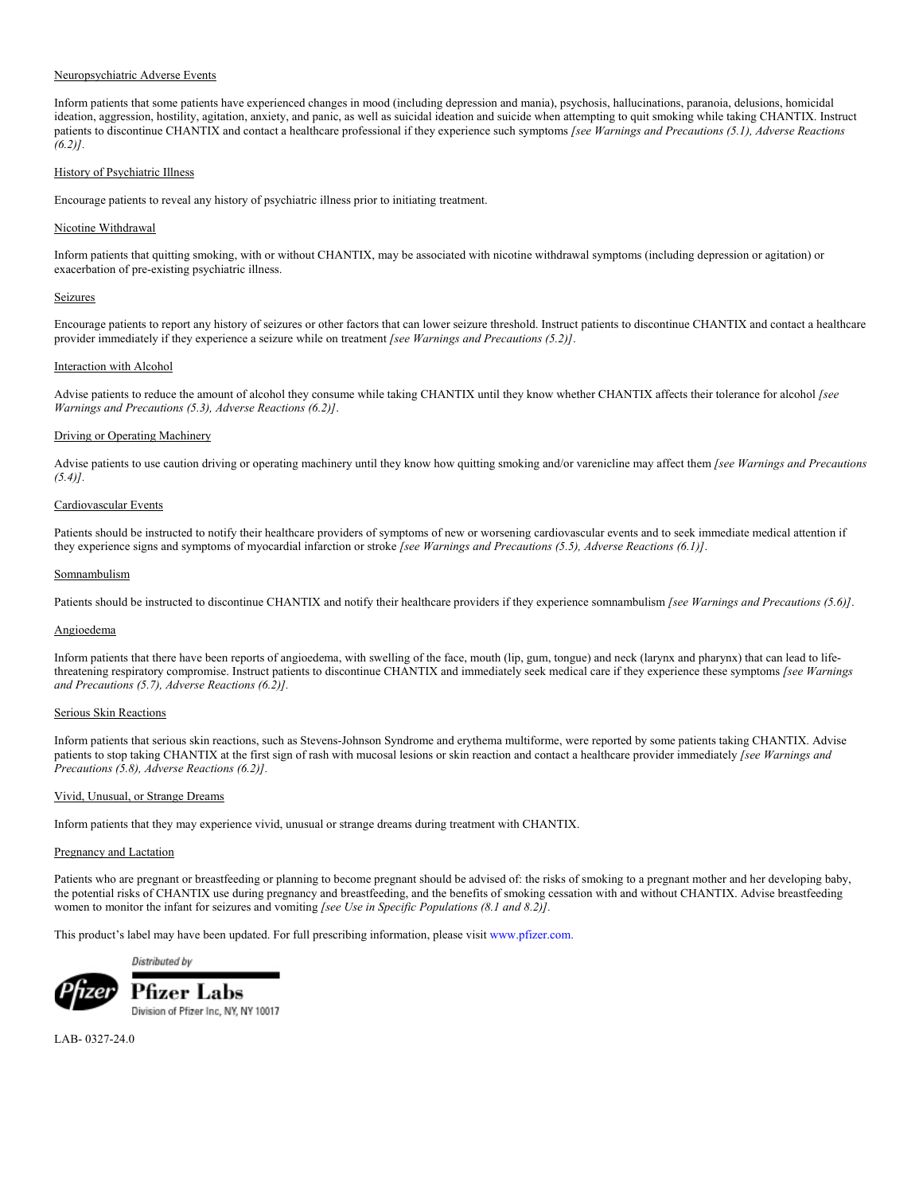Neuropsychiatric Adverse Events

Inform patients that some patients have experienced changes in mood (including depression and mania), psychosis, hallucinations, paranoia, delusions, homicidal ideation, aggression, hostility, agitation, anxiety, and panic, as well as suicidal ideation and suicide when attempting to quit smoking while taking CHANTIX. Instruct patients to discontinue CHANTIX and contact a healthcare professional if they experience such symptoms *[see Warnings and Precautions (5.1), Adverse Reactions (6.2)]*.

History of Psychiatric Illness

Encourage patients to reveal any history of psychiatric illness prior to initiating treatment.

Nicotine Withdrawal

Inform patients that quitting smoking, with or without CHANTIX, may be associated with nicotine withdrawal symptoms (including depression or agitation) or exacerbation of pre-existing psychiatric illness.

Seizures

Encourage patients to report any history of seizures or other factors that can lower seizure threshold. Instruct patients to discontinue CHANTIX and contact a healthcare provider immediately if they experience a seizure while on treatment *[see Warnings and Precautions (5.2)]*.

Interaction with Alcohol

Advise patients to reduce the amount of alcohol they consume while taking CHANTIX until they know whether CHANTIX affects their tolerance for alcohol *[see Warnings and Precautions (5.3), Adverse Reactions (6.2)]*.

Driving or Operating Machinery

Advise patients to use caution driving or operating machinery until they know how quitting smoking and/or varenicline may affect them *[see Warnings and Precautions (5.4)]*.

Cardiovascular Events

Patients should be instructed to notify their healthcare providers of symptoms of new or worsening cardiovascular events and to seek immediate medical attention if they experience signs and symptoms of myocardial infarction or stroke *[see Warnings and Precautions (5.5), Adverse Reactions (6.1)]*.

Somnambulism

Patients should be instructed to discontinue CHANTIX and notify their healthcare providers if they experience somnambulism *[see Warnings and Precautions (5.6)]*.

Angioedema

Inform patients that there have been reports of angioedema, with swelling of the face, mouth (lip, gum, tongue) and neck (larynx and pharynx) that can lead to life-threatening respiratory compromise. Instruct patients to discontinue CHANTIX and immediately seek medical care if they experience these symptoms *[see Warnings and Precautions (5.7), Adverse Reactions (6.2)]*.

Serious Skin Reactions

Inform patients that serious skin reactions, such as Stevens-Johnson Syndrome and erythema multiforme, were reported by some patients taking CHANTIX. Advise patients to stop taking CHANTIX at the first sign of rash with mucosal lesions or skin reaction and contact a healthcare provider immediately *[see Warnings and Precautions (5.8), Adverse Reactions (6.2)]*.

Vivid, Unusual, or Strange Dreams

Inform patients that they may experience vivid, unusual or strange dreams during treatment with CHANTIX.

Pregnancy and Lactation

Patients who are pregnant or breastfeeding or planning to become pregnant should be advised of: the risks of smoking to a pregnant mother and her developing baby, the potential risks of CHANTIX use during pregnancy and breastfeeding, and the benefits of smoking cessation with and without CHANTIX. Advise breastfeeding women to monitor the infant for seizures and vomiting *[see Use in Specific Populations (8.1 and 8.2)]*.

This product's label may have been updated. For full prescribing information, please visit www.pfizer.com.

Distributed by

Pfizer Labs

Division of Pfizer Inc, NY, NY 10017

LAB- 0327-24.0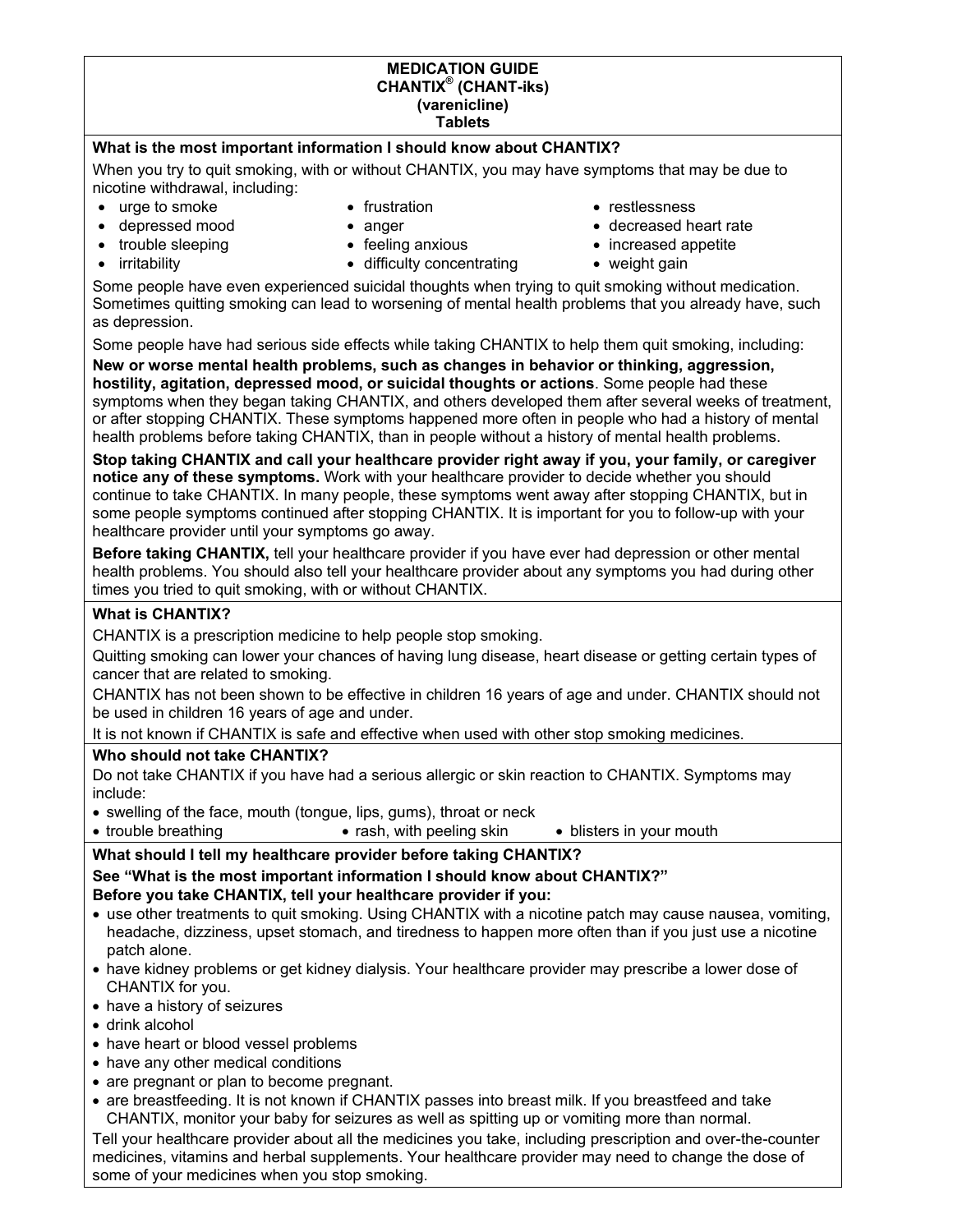# MEDICATION GUIDE
## CHANTIX® (CHANT-iks)
## (varenicline)
## Tablets

### What is the most important information I should know about CHANTIX?

When you try to quit smoking, with or without CHANTIX, you may have symptoms that may be due to nicotine withdrawal, including:

- urge to smoke
- depressed mood
- trouble sleeping
- irritability
- frustration
- anger
- feeling anxious
- difficulty concentrating
- restlessness
- decreased heart rate
- increased appetite
- weight gain

Some people have even experienced suicidal thoughts when trying to quit smoking without medication. Sometimes quitting smoking can lead to worsening of mental health problems that you already have, such as depression.

Some people have had serious side effects while taking CHANTIX to help them quit smoking, including:

**New or worse mental health problems, such as changes in behavior or thinking, aggression, hostility, agitation, depressed mood, or suicidal thoughts or actions**. Some people had these symptoms when they began taking CHANTIX, and others developed them after several weeks of treatment, or after stopping CHANTIX. These symptoms happened more often in people who had a history of mental health problems before taking CHANTIX, than in people without a history of mental health problems.

**Stop taking CHANTIX and call your healthcare provider right away if you, your family, or caregiver notice any of these symptoms.** Work with your healthcare provider to decide whether you should continue to take CHANTIX. In many people, these symptoms went away after stopping CHANTIX, but in some people symptoms continued after stopping CHANTIX. It is important for you to follow-up with your healthcare provider until your symptoms go away.

**Before taking CHANTIX,** tell your healthcare provider if you have ever had depression or other mental health problems. You should also tell your healthcare provider about any symptoms you had during other times you tried to quit smoking, with or without CHANTIX.

### What is CHANTIX?

CHANTIX is a prescription medicine to help people stop smoking.

Quitting smoking can lower your chances of having lung disease, heart disease or getting certain types of cancer that are related to smoking.

CHANTIX has not been shown to be effective in children 16 years of age and under. CHANTIX should not be used in children 16 years of age and under.

It is not known if CHANTIX is safe and effective when used with other stop smoking medicines.

### Who should not take CHANTIX?

Do not take CHANTIX if you have had a serious allergic or skin reaction to CHANTIX. Symptoms may include:

- swelling of the face, mouth (tongue, lips, gums), throat or neck
- trouble breathing
- rash, with peeling skin
- blisters in your mouth

### What should I tell my healthcare provider before taking CHANTIX?

**See "What is the most important information I should know about CHANTIX?"**

**Before you take CHANTIX, tell your healthcare provider if you:**

- use other treatments to quit smoking. Using CHANTIX with a nicotine patch may cause nausea, vomiting, headache, dizziness, upset stomach, and tiredness to happen more often than if you just use a nicotine patch alone.
- have kidney problems or get kidney dialysis. Your healthcare provider may prescribe a lower dose of CHANTIX for you.
- have a history of seizures
- drink alcohol
- have heart or blood vessel problems
- have any other medical conditions
- are pregnant or plan to become pregnant.
- are breastfeeding. It is not known if CHANTIX passes into breast milk. If you breastfeed and take CHANTIX, monitor your baby for seizures as well as spitting up or vomiting more than normal.

Tell your healthcare provider about all the medicines you take, including prescription and over-the-counter medicines, vitamins and herbal supplements. Your healthcare provider may need to change the dose of some of your medicines when you stop smoking.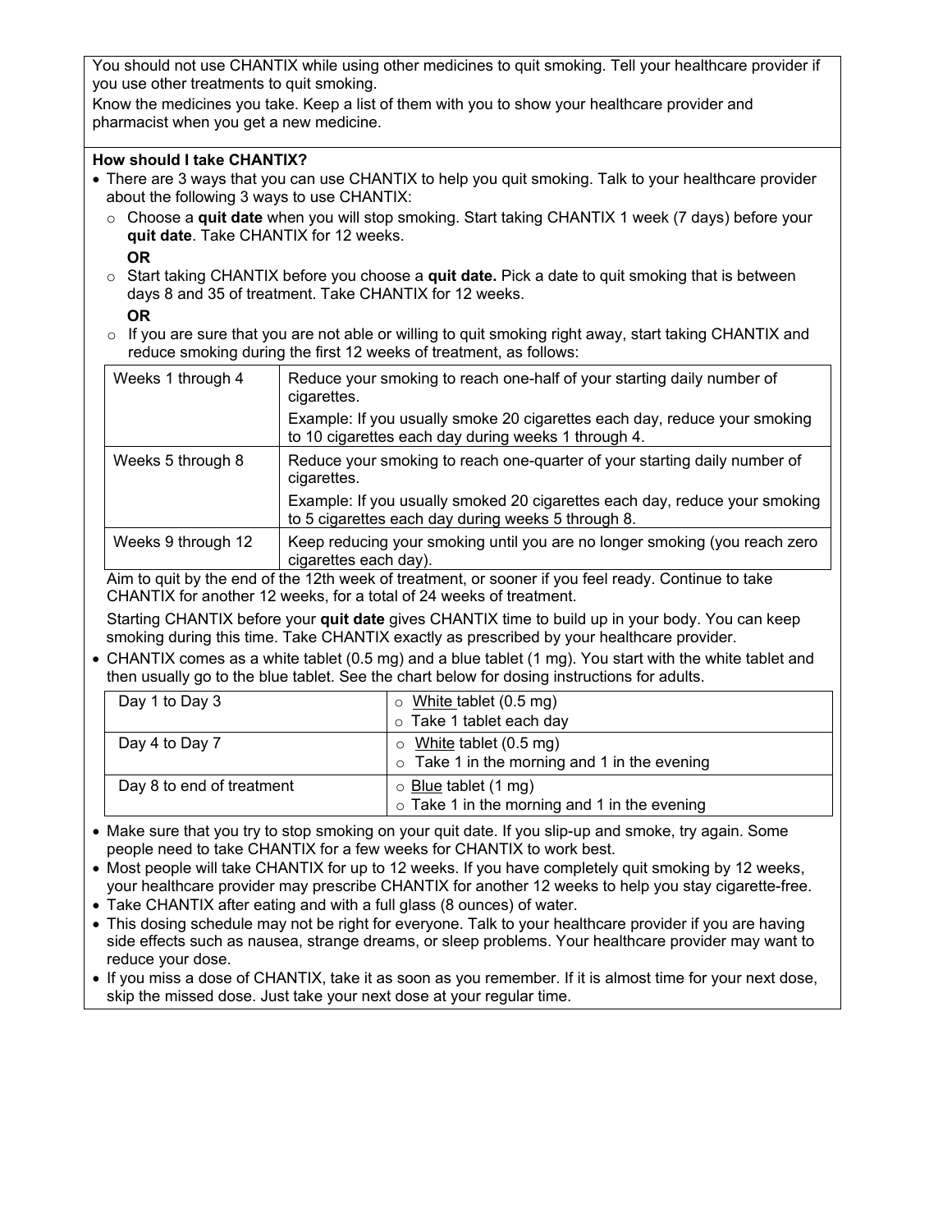You should not use CHANTIX while using other medicines to quit smoking. Tell your healthcare provider if you use other treatments to quit smoking.

Know the medicines you take. Keep a list of them with you to show your healthcare provider and pharmacist when you get a new medicine.

**How should I take CHANTIX?**

- There are 3 ways that you can use CHANTIX to help you quit smoking. Talk to your healthcare provider about the following 3 ways to use CHANTIX:
  - Choose a **quit date** when you will stop smoking. Start taking CHANTIX 1 week (7 days) before your **quit date**. Take CHANTIX for 12 weeks.

    **OR**
  - Start taking CHANTIX before you choose a **quit date.** Pick a date to quit smoking that is between days 8 and 35 of treatment. Take CHANTIX for 12 weeks.

    **OR**
  - If you are sure that you are not able or willing to quit smoking right away, start taking CHANTIX and reduce smoking during the first 12 weeks of treatment, as follows:

| | |
|---|---|
| Weeks 1 through 4 | Reduce your smoking to reach one-half of your starting daily number of cigarettes. Example: If you usually smoke 20 cigarettes each day, reduce your smoking to 10 cigarettes each day during weeks 1 through 4. |
| Weeks 5 through 8 | Reduce your smoking to reach one-quarter of your starting daily number of cigarettes. Example: If you usually smoked 20 cigarettes each day, reduce your smoking to 5 cigarettes each day during weeks 5 through 8. |
| Weeks 9 through 12 | Keep reducing your smoking until you are no longer smoking (you reach zero cigarettes each day). |

  Aim to quit by the end of the 12th week of treatment, or sooner if you feel ready. Continue to take CHANTIX for another 12 weeks, for a total of 24 weeks of treatment.

  Starting CHANTIX before your **quit date** gives CHANTIX time to build up in your body. You can keep smoking during this time. Take CHANTIX exactly as prescribed by your healthcare provider.

- CHANTIX comes as a white tablet (0.5 mg) and a blue tablet (1 mg). You start with the white tablet and then usually go to the blue tablet. See the chart below for dosing instructions for adults.

| | |
|---|---|
| Day 1 to Day 3 | White tablet (0.5 mg); Take 1 tablet each day |
| Day 4 to Day 7 | White tablet (0.5 mg); Take 1 in the morning and 1 in the evening |
| Day 8 to end of treatment | Blue tablet (1 mg); Take 1 in the morning and 1 in the evening |

- Make sure that you try to stop smoking on your quit date. If you slip-up and smoke, try again. Some people need to take CHANTIX for a few weeks for CHANTIX to work best.
- Most people will take CHANTIX for up to 12 weeks. If you have completely quit smoking by 12 weeks, your healthcare provider may prescribe CHANTIX for another 12 weeks to help you stay cigarette-free.
- Take CHANTIX after eating and with a full glass (8 ounces) of water.
- This dosing schedule may not be right for everyone. Talk to your healthcare provider if you are having side effects such as nausea, strange dreams, or sleep problems. Your healthcare provider may want to reduce your dose.
- If you miss a dose of CHANTIX, take it as soon as you remember. If it is almost time for your next dose, skip the missed dose. Just take your next dose at your regular time.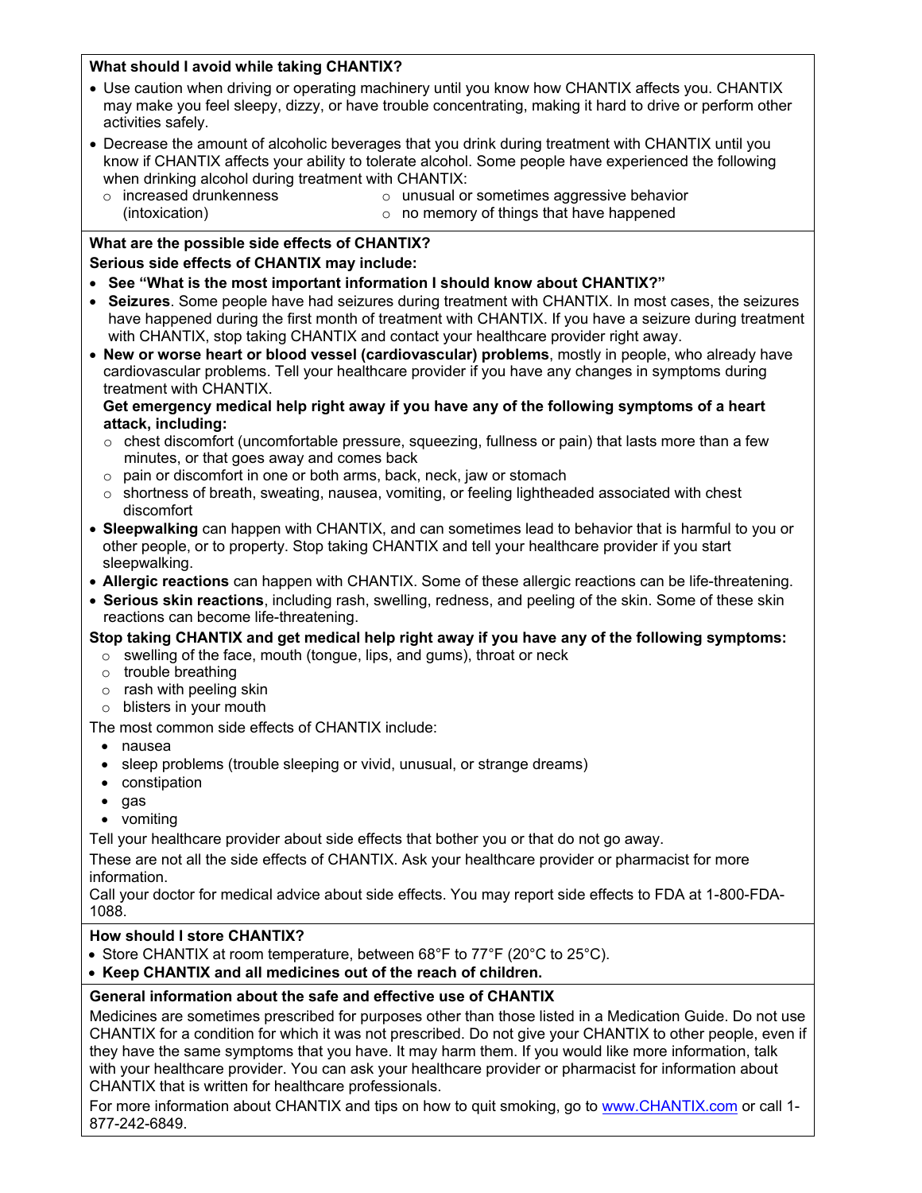**What should I avoid while taking CHANTIX?**

- Use caution when driving or operating machinery until you know how CHANTIX affects you. CHANTIX may make you feel sleepy, dizzy, or have trouble concentrating, making it hard to drive or perform other activities safely.
- Decrease the amount of alcoholic beverages that you drink during treatment with CHANTIX until you know if CHANTIX affects your ability to tolerate alcohol. Some people have experienced the following when drinking alcohol during treatment with CHANTIX:
  - increased drunkenness (intoxication)
  - unusual or sometimes aggressive behavior
  - no memory of things that have happened

**What are the possible side effects of CHANTIX?**

**Serious side effects of CHANTIX may include:**

- **See "What is the most important information I should know about CHANTIX?"**
- **Seizures**. Some people have had seizures during treatment with CHANTIX. In most cases, the seizures have happened during the first month of treatment with CHANTIX. If you have a seizure during treatment with CHANTIX, stop taking CHANTIX and contact your healthcare provider right away.
- **New or worse heart or blood vessel (cardiovascular) problems**, mostly in people, who already have cardiovascular problems. Tell your healthcare provider if you have any changes in symptoms during treatment with CHANTIX.

  **Get emergency medical help right away if you have any of the following symptoms of a heart attack, including:**
  - chest discomfort (uncomfortable pressure, squeezing, fullness or pain) that lasts more than a few minutes, or that goes away and comes back
  - pain or discomfort in one or both arms, back, neck, jaw or stomach
  - shortness of breath, sweating, nausea, vomiting, or feeling lightheaded associated with chest discomfort
- **Sleepwalking** can happen with CHANTIX, and can sometimes lead to behavior that is harmful to you or other people, or to property. Stop taking CHANTIX and tell your healthcare provider if you start sleepwalking.
- **Allergic reactions** can happen with CHANTIX. Some of these allergic reactions can be life-threatening.
- **Serious skin reactions**, including rash, swelling, redness, and peeling of the skin. Some of these skin reactions can become life-threatening.

**Stop taking CHANTIX and get medical help right away if you have any of the following symptoms:**

- swelling of the face, mouth (tongue, lips, and gums), throat or neck
- trouble breathing
- rash with peeling skin
- blisters in your mouth

The most common side effects of CHANTIX include:

- nausea
- sleep problems (trouble sleeping or vivid, unusual, or strange dreams)
- constipation
- gas
- vomiting

Tell your healthcare provider about side effects that bother you or that do not go away.

These are not all the side effects of CHANTIX. Ask your healthcare provider or pharmacist for more information.

Call your doctor for medical advice about side effects. You may report side effects to FDA at 1-800-FDA-1088.

**How should I store CHANTIX?**

- Store CHANTIX at room temperature, between 68°F to 77°F (20°C to 25°C).
- **Keep CHANTIX and all medicines out of the reach of children.**

**General information about the safe and effective use of CHANTIX**

Medicines are sometimes prescribed for purposes other than those listed in a Medication Guide. Do not use CHANTIX for a condition for which it was not prescribed. Do not give your CHANTIX to other people, even if they have the same symptoms that you have. It may harm them. If you would like more information, talk with your healthcare provider. You can ask your healthcare provider or pharmacist for information about CHANTIX that is written for healthcare professionals.

For more information about CHANTIX and tips on how to quit smoking, go to www.CHANTIX.com or call 1-877-242-6849.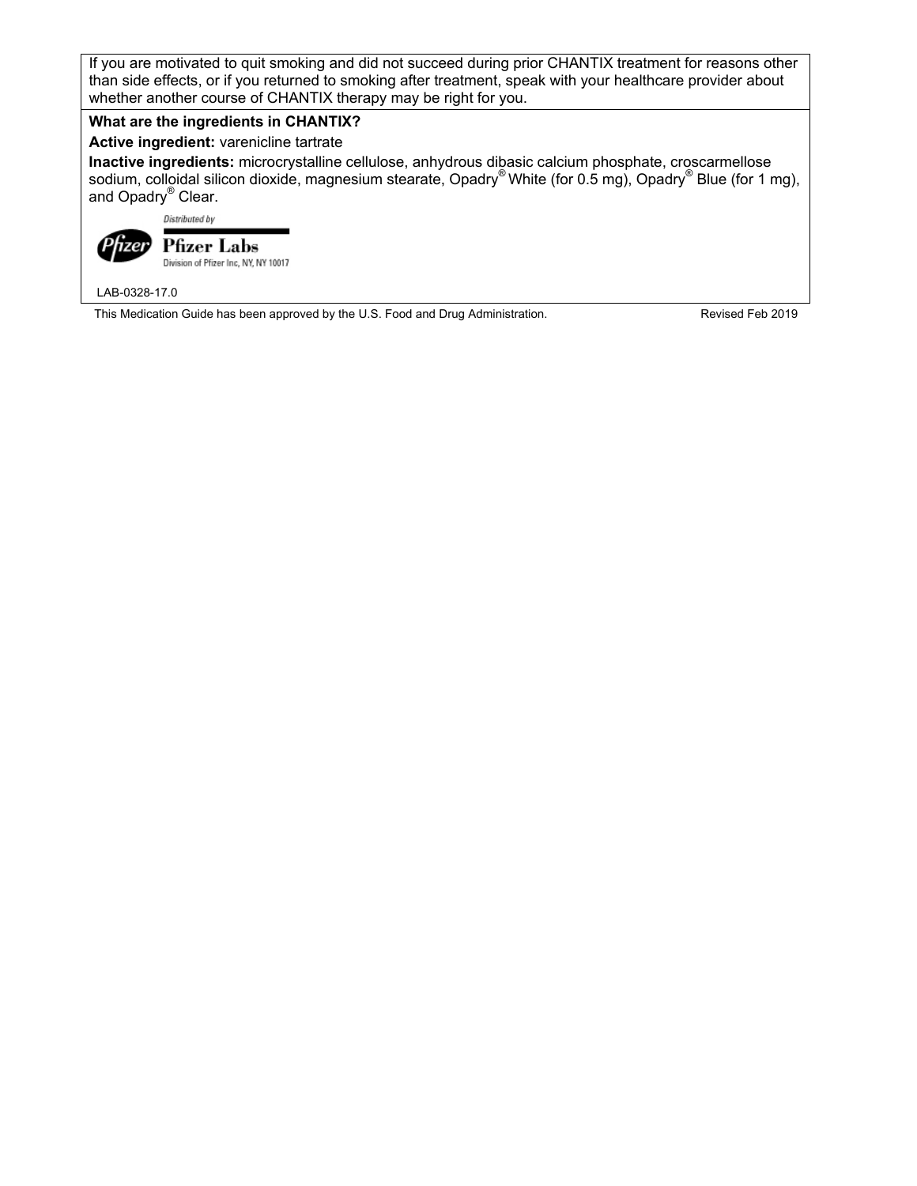If you are motivated to quit smoking and did not succeed during prior CHANTIX treatment for reasons other than side effects, or if you returned to smoking after treatment, speak with your healthcare provider about whether another course of CHANTIX therapy may be right for you.

**What are the ingredients in CHANTIX?**

**Active ingredient:** varenicline tartrate

**Inactive ingredients:** microcrystalline cellulose, anhydrous dibasic calcium phosphate, croscarmellose sodium, colloidal silicon dioxide, magnesium stearate, Opadry® White (for 0.5 mg), Opadry® Blue (for 1 mg), and Opadry® Clear.

Distributed by

Pfizer Labs
Division of Pfizer Inc, NY, NY 10017

LAB-0328-17.0

This Medication Guide has been approved by the U.S. Food and Drug Administration. Revised Feb 2019